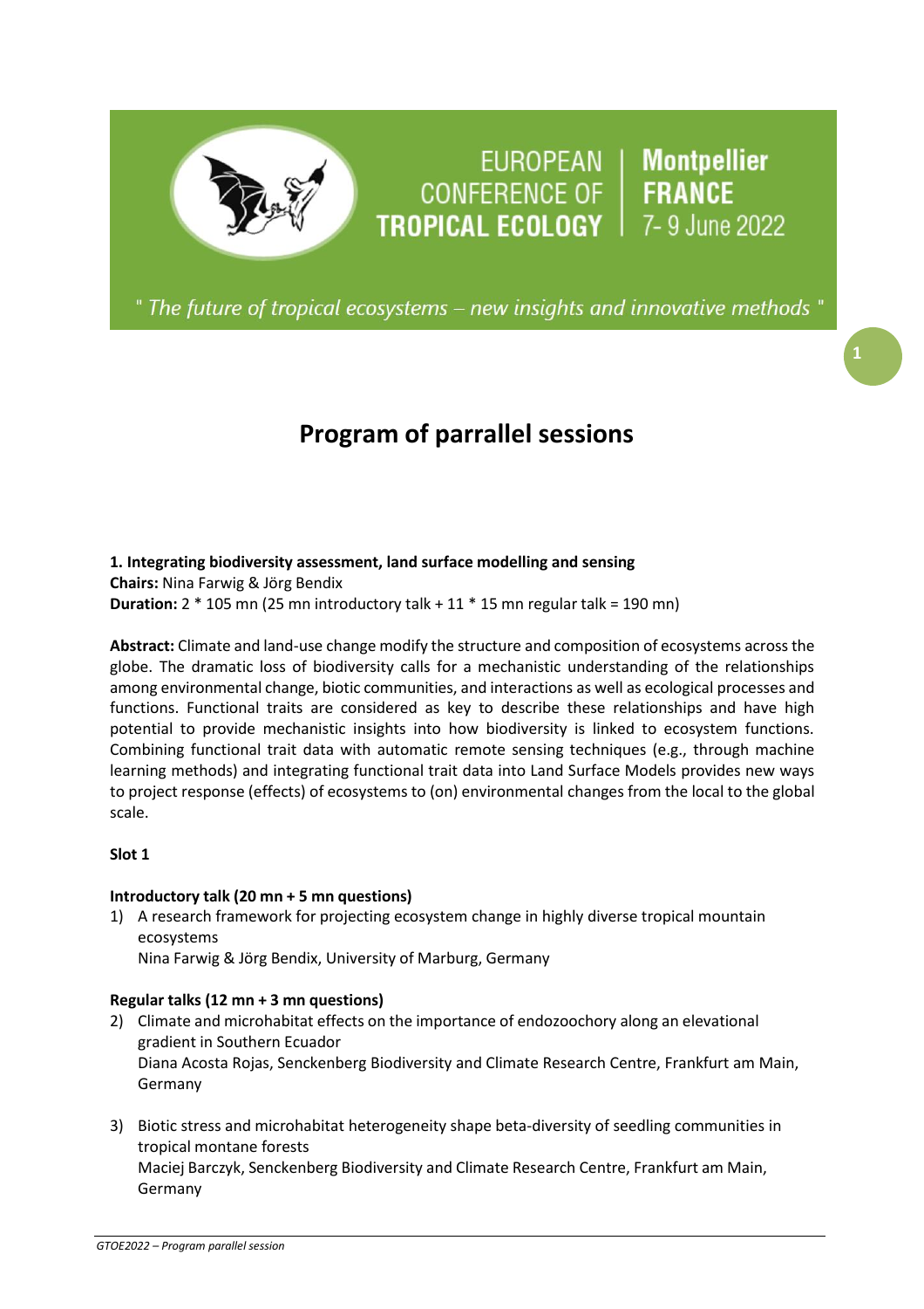EUROPEAN CONFERENCE OF TROPICAL ECOLOGY | Montpellier FRANCE 7- 9 June 2022

" *The future of tropical ecosystems – new insights and innovative methods* "

# Program of parrallel sessions

**1. Integrating biodiversity assessment, land surface modelling and sensing**
**Chairs:** Nina Farwig & Jörg Bendix
**Duration:** 2 * 105 mn (25 mn introductory talk + 11 * 15 mn regular talk = 190 mn)

**Abstract:** Climate and land-use change modify the structure and composition of ecosystems across the globe. The dramatic loss of biodiversity calls for a mechanistic understanding of the relationships among environmental change, biotic communities, and interactions as well as ecological processes and functions. Functional traits are considered as key to describe these relationships and have high potential to provide mechanistic insights into how biodiversity is linked to ecosystem functions. Combining functional trait data with automatic remote sensing techniques (e.g., through machine learning methods) and integrating functional trait data into Land Surface Models provides new ways to project response (effects) of ecosystems to (on) environmental changes from the local to the global scale.

**Slot 1**

**Introductory talk (20 mn + 5 mn questions)**

1) A research framework for projecting ecosystem change in highly diverse tropical mountain ecosystems
   Nina Farwig & Jörg Bendix, University of Marburg, Germany

**Regular talks (12 mn + 3 mn questions)**

2) Climate and microhabitat effects on the importance of endozoochory along an elevational gradient in Southern Ecuador
   Diana Acosta Rojas, Senckenberg Biodiversity and Climate Research Centre, Frankfurt am Main, Germany

3) Biotic stress and microhabitat heterogeneity shape beta-diversity of seedling communities in tropical montane forests
   Maciej Barczyk, Senckenberg Biodiversity and Climate Research Centre, Frankfurt am Main, Germany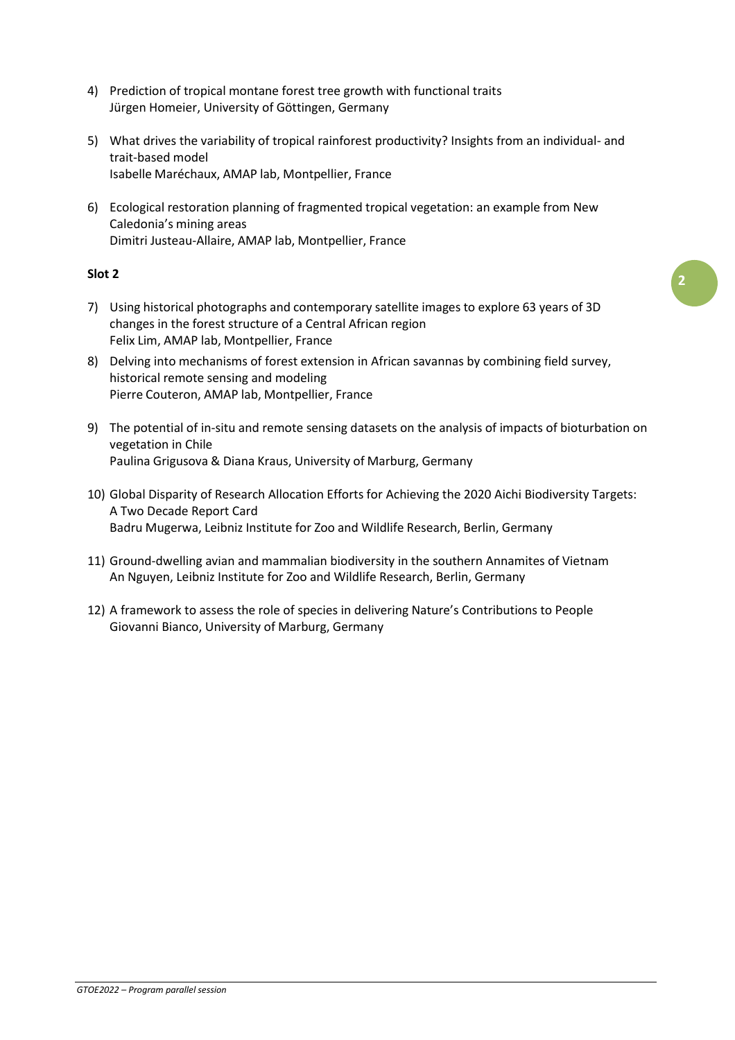4) Prediction of tropical montane forest tree growth with functional traits
   Jürgen Homeier, University of Göttingen, Germany

5) What drives the variability of tropical rainforest productivity? Insights from an individual- and trait-based model
   Isabelle Maréchaux, AMAP lab, Montpellier, France

6) Ecological restoration planning of fragmented tropical vegetation: an example from New Caledonia's mining areas
   Dimitri Justeau-Allaire, AMAP lab, Montpellier, France

**Slot 2**

7) Using historical photographs and contemporary satellite images to explore 63 years of 3D changes in the forest structure of a Central African region
   Felix Lim, AMAP lab, Montpellier, France

8) Delving into mechanisms of forest extension in African savannas by combining field survey, historical remote sensing and modeling
   Pierre Couteron, AMAP lab, Montpellier, France

9) The potential of in-situ and remote sensing datasets on the analysis of impacts of bioturbation on vegetation in Chile
   Paulina Grigusova & Diana Kraus, University of Marburg, Germany

10) Global Disparity of Research Allocation Efforts for Achieving the 2020 Aichi Biodiversity Targets: A Two Decade Report Card
    Badru Mugerwa, Leibniz Institute for Zoo and Wildlife Research, Berlin, Germany

11) Ground-dwelling avian and mammalian biodiversity in the southern Annamites of Vietnam
    An Nguyen, Leibniz Institute for Zoo and Wildlife Research, Berlin, Germany

12) A framework to assess the role of species in delivering Nature's Contributions to People
    Giovanni Bianco, University of Marburg, Germany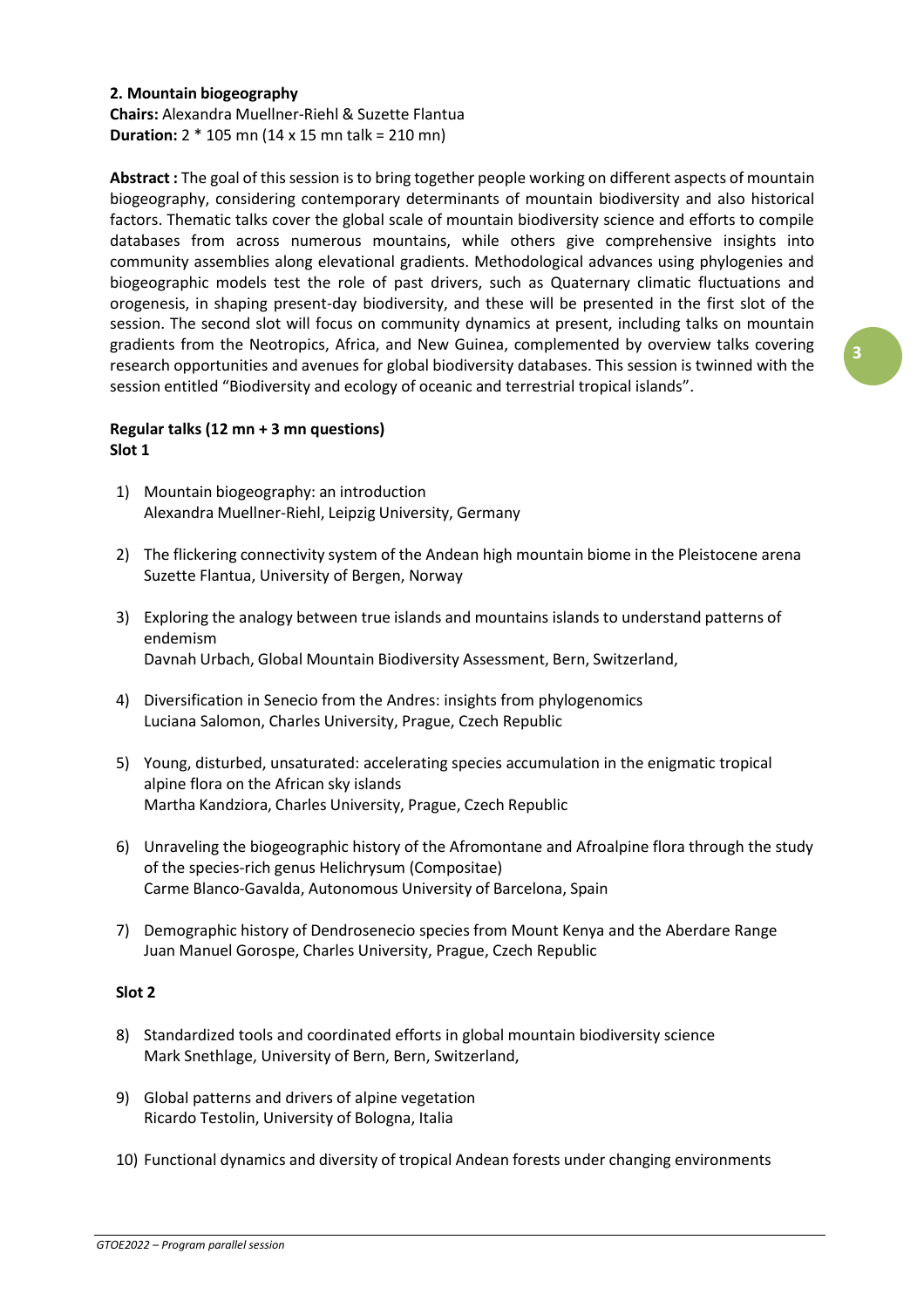## 2. Mountain biogeography

**Chairs:** Alexandra Muellner-Riehl & Suzette Flantua
**Duration:** 2 * 105 mn (14 x 15 mn talk = 210 mn)

**Abstract :** The goal of this session is to bring together people working on different aspects of mountain biogeography, considering contemporary determinants of mountain biodiversity and also historical factors. Thematic talks cover the global scale of mountain biodiversity science and efforts to compile databases from across numerous mountains, while others give comprehensive insights into community assemblies along elevational gradients. Methodological advances using phylogenies and biogeographic models test the role of past drivers, such as Quaternary climatic fluctuations and orogenesis, in shaping present-day biodiversity, and these will be presented in the first slot of the session. The second slot will focus on community dynamics at present, including talks on mountain gradients from the Neotropics, Africa, and New Guinea, complemented by overview talks covering research opportunities and avenues for global biodiversity databases. This session is twinned with the session entitled "Biodiversity and ecology of oceanic and terrestrial tropical islands".

**Regular talks (12 mn + 3 mn questions)**
**Slot 1**

1) Mountain biogeography: an introduction
   Alexandra Muellner-Riehl, Leipzig University, Germany

2) The flickering connectivity system of the Andean high mountain biome in the Pleistocene arena
   Suzette Flantua, University of Bergen, Norway

3) Exploring the analogy between true islands and mountains islands to understand patterns of endemism
   Davnah Urbach, Global Mountain Biodiversity Assessment, Bern, Switzerland,

4) Diversification in Senecio from the Andres: insights from phylogenomics
   Luciana Salomon, Charles University, Prague, Czech Republic

5) Young, disturbed, unsaturated: accelerating species accumulation in the enigmatic tropical alpine flora on the African sky islands
   Martha Kandziora, Charles University, Prague, Czech Republic

6) Unraveling the biogeographic history of the Afromontane and Afroalpine flora through the study of the species-rich genus Helichrysum (Compositae)
   Carme Blanco-Gavalda, Autonomous University of Barcelona, Spain

7) Demographic history of Dendrosenecio species from Mount Kenya and the Aberdare Range
   Juan Manuel Gorospe, Charles University, Prague, Czech Republic

**Slot 2**

8) Standardized tools and coordinated efforts in global mountain biodiversity science
   Mark Snethlage, University of Bern, Bern, Switzerland,

9) Global patterns and drivers of alpine vegetation
   Ricardo Testolin, University of Bologna, Italia

10) Functional dynamics and diversity of tropical Andean forests under changing environments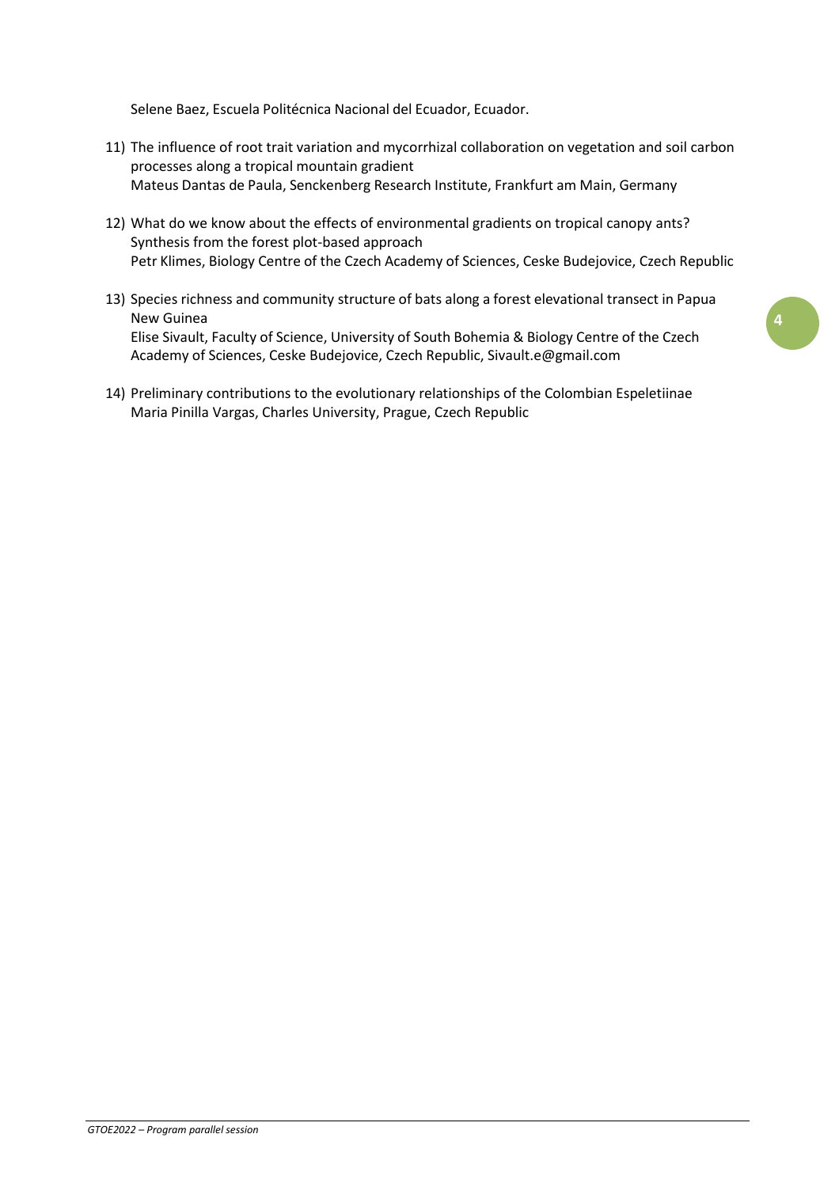Selene Baez, Escuela Politécnica Nacional del Ecuador, Ecuador.

11) The influence of root trait variation and mycorrhizal collaboration on vegetation and soil carbon processes along a tropical mountain gradient
Mateus Dantas de Paula, Senckenberg Research Institute, Frankfurt am Main, Germany

12) What do we know about the effects of environmental gradients on tropical canopy ants? Synthesis from the forest plot-based approach
Petr Klimes, Biology Centre of the Czech Academy of Sciences, Ceske Budejovice, Czech Republic

13) Species richness and community structure of bats along a forest elevational transect in Papua New Guinea
Elise Sivault, Faculty of Science, University of South Bohemia & Biology Centre of the Czech Academy of Sciences, Ceske Budejovice, Czech Republic, Sivault.e@gmail.com

14) Preliminary contributions to the evolutionary relationships of the Colombian Espeletiinae
Maria Pinilla Vargas, Charles University, Prague, Czech Republic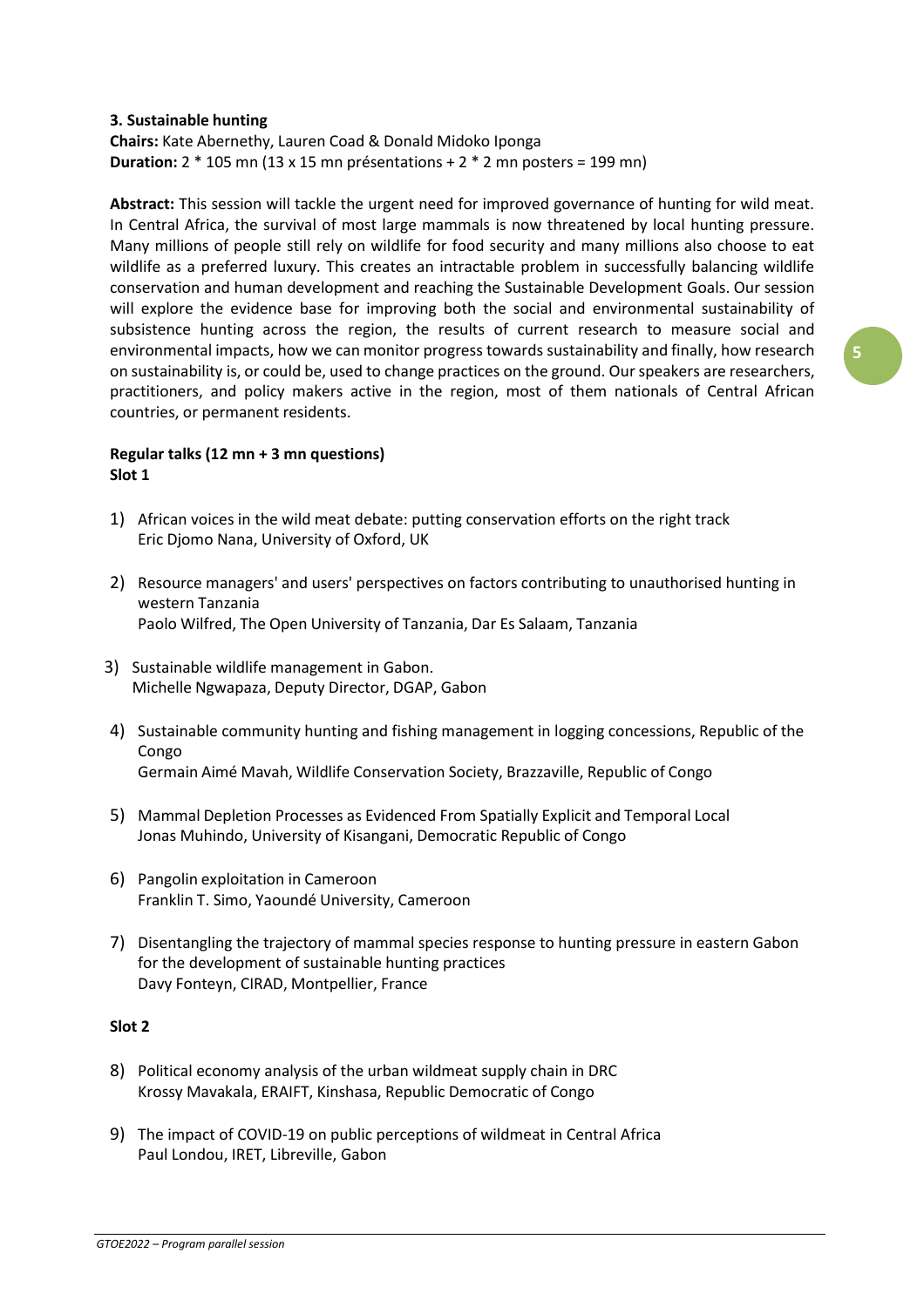### 3. Sustainable hunting

**Chairs:** Kate Abernethy, Lauren Coad & Donald Midoko Iponga
**Duration:** 2 * 105 mn (13 x 15 mn présentations + 2 * 2 mn posters = 199 mn)

**Abstract:** This session will tackle the urgent need for improved governance of hunting for wild meat. In Central Africa, the survival of most large mammals is now threatened by local hunting pressure. Many millions of people still rely on wildlife for food security and many millions also choose to eat wildlife as a preferred luxury. This creates an intractable problem in successfully balancing wildlife conservation and human development and reaching the Sustainable Development Goals. Our session will explore the evidence base for improving both the social and environmental sustainability of subsistence hunting across the region, the results of current research to measure social and environmental impacts, how we can monitor progress towards sustainability and finally, how research on sustainability is, or could be, used to change practices on the ground. Our speakers are researchers, practitioners, and policy makers active in the region, most of them nationals of Central African countries, or permanent residents.

**Regular talks (12 mn + 3 mn questions)**
**Slot 1**

1) African voices in the wild meat debate: putting conservation efforts on the right track
   Eric Djomo Nana, University of Oxford, UK

2) Resource managers' and users' perspectives on factors contributing to unauthorised hunting in western Tanzania
   Paolo Wilfred, The Open University of Tanzania, Dar Es Salaam, Tanzania

3) Sustainable wildlife management in Gabon.
   Michelle Ngwapaza, Deputy Director, DGAP, Gabon

4) Sustainable community hunting and fishing management in logging concessions, Republic of the Congo
   Germain Aimé Mavah, Wildlife Conservation Society, Brazzaville, Republic of Congo

5) Mammal Depletion Processes as Evidenced From Spatially Explicit and Temporal Local
   Jonas Muhindo, University of Kisangani, Democratic Republic of Congo

6) Pangolin exploitation in Cameroon
   Franklin T. Simo, Yaoundé University, Cameroon

7) Disentangling the trajectory of mammal species response to hunting pressure in eastern Gabon for the development of sustainable hunting practices
   Davy Fonteyn, CIRAD, Montpellier, France

**Slot 2**

8) Political economy analysis of the urban wildmeat supply chain in DRC
   Krossy Mavakala, ERAIFT, Kinshasa, Republic Democratic of Congo

9) The impact of COVID-19 on public perceptions of wildmeat in Central Africa
   Paul Londou, IRET, Libreville, Gabon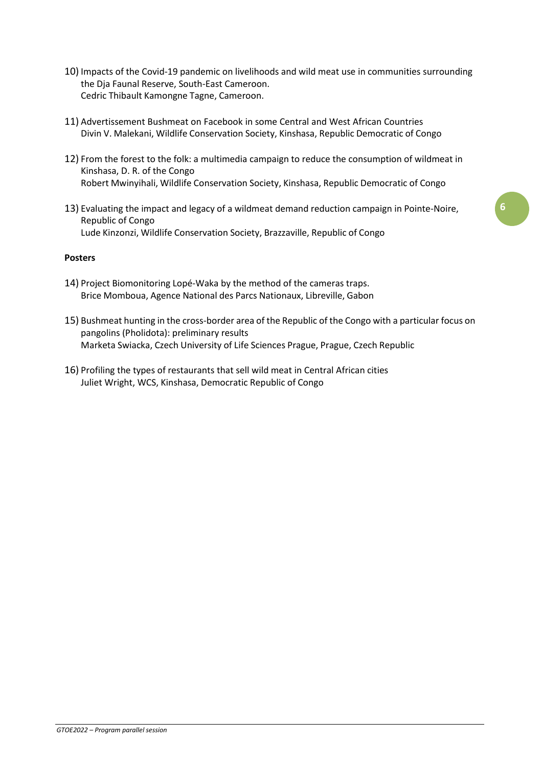10) Impacts of the Covid-19 pandemic on livelihoods and wild meat use in communities surrounding the Dja Faunal Reserve, South-East Cameroon.
    Cedric Thibault Kamongne Tagne, Cameroon.

11) Advertissement Bushmeat on Facebook in some Central and West African Countries
    Divin V. Malekani, Wildlife Conservation Society, Kinshasa, Republic Democratic of Congo

12) From the forest to the folk: a multimedia campaign to reduce the consumption of wildmeat in Kinshasa, D. R. of the Congo
    Robert Mwinyihali, Wildlife Conservation Society, Kinshasa, Republic Democratic of Congo

13) Evaluating the impact and legacy of a wildmeat demand reduction campaign in Pointe-Noire, Republic of Congo
    Lude Kinzonzi, Wildlife Conservation Society, Brazzaville, Republic of Congo

**Posters**

14) Project Biomonitoring Lopé-Waka by the method of the cameras traps.
    Brice Momboua, Agence National des Parcs Nationaux, Libreville, Gabon

15) Bushmeat hunting in the cross-border area of the Republic of the Congo with a particular focus on pangolins (Pholidota): preliminary results
    Marketa Swiacka, Czech University of Life Sciences Prague, Prague, Czech Republic

16) Profiling the types of restaurants that sell wild meat in Central African cities
    Juliet Wright, WCS, Kinshasa, Democratic Republic of Congo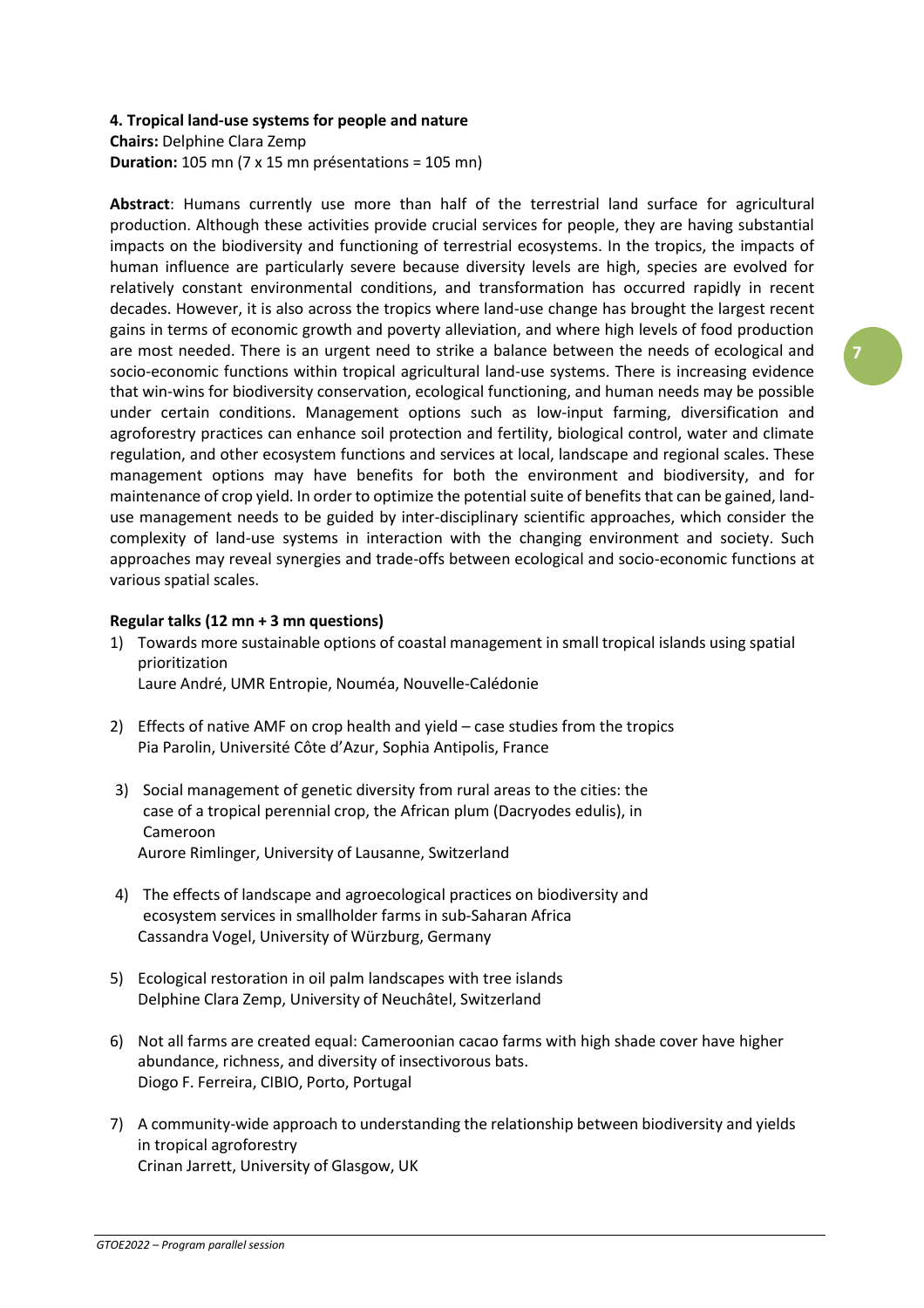#### 4. Tropical land-use systems for people and nature

**Chairs:** Delphine Clara Zemp
**Duration:** 105 mn (7 x 15 mn présentations = 105 mn)

**Abstract**: Humans currently use more than half of the terrestrial land surface for agricultural production. Although these activities provide crucial services for people, they are having substantial impacts on the biodiversity and functioning of terrestrial ecosystems. In the tropics, the impacts of human influence are particularly severe because diversity levels are high, species are evolved for relatively constant environmental conditions, and transformation has occurred rapidly in recent decades. However, it is also across the tropics where land-use change has brought the largest recent gains in terms of economic growth and poverty alleviation, and where high levels of food production are most needed. There is an urgent need to strike a balance between the needs of ecological and socio-economic functions within tropical agricultural land-use systems. There is increasing evidence that win-wins for biodiversity conservation, ecological functioning, and human needs may be possible under certain conditions. Management options such as low-input farming, diversification and agroforestry practices can enhance soil protection and fertility, biological control, water and climate regulation, and other ecosystem functions and services at local, landscape and regional scales. These management options may have benefits for both the environment and biodiversity, and for maintenance of crop yield. In order to optimize the potential suite of benefits that can be gained, land-use management needs to be guided by inter-disciplinary scientific approaches, which consider the complexity of land-use systems in interaction with the changing environment and society. Such approaches may reveal synergies and trade-offs between ecological and socio-economic functions at various spatial scales.

**Regular talks (12 mn + 3 mn questions)**

1) Towards more sustainable options of coastal management in small tropical islands using spatial prioritization
   Laure André, UMR Entropie, Nouméa, Nouvelle-Calédonie

2) Effects of native AMF on crop health and yield – case studies from the tropics
   Pia Parolin, Université Côte d'Azur, Sophia Antipolis, France

3) Social management of genetic diversity from rural areas to the cities: the case of a tropical perennial crop, the African plum (Dacryodes edulis), in Cameroon
   Aurore Rimlinger, University of Lausanne, Switzerland

4) The effects of landscape and agroecological practices on biodiversity and ecosystem services in smallholder farms in sub-Saharan Africa
   Cassandra Vogel, University of Würzburg, Germany

5) Ecological restoration in oil palm landscapes with tree islands
   Delphine Clara Zemp, University of Neuchâtel, Switzerland

6) Not all farms are created equal: Cameroonian cacao farms with high shade cover have higher abundance, richness, and diversity of insectivorous bats.
   Diogo F. Ferreira, CIBIO, Porto, Portugal

7) A community-wide approach to understanding the relationship between biodiversity and yields in tropical agroforestry
   Crinan Jarrett, University of Glasgow, UK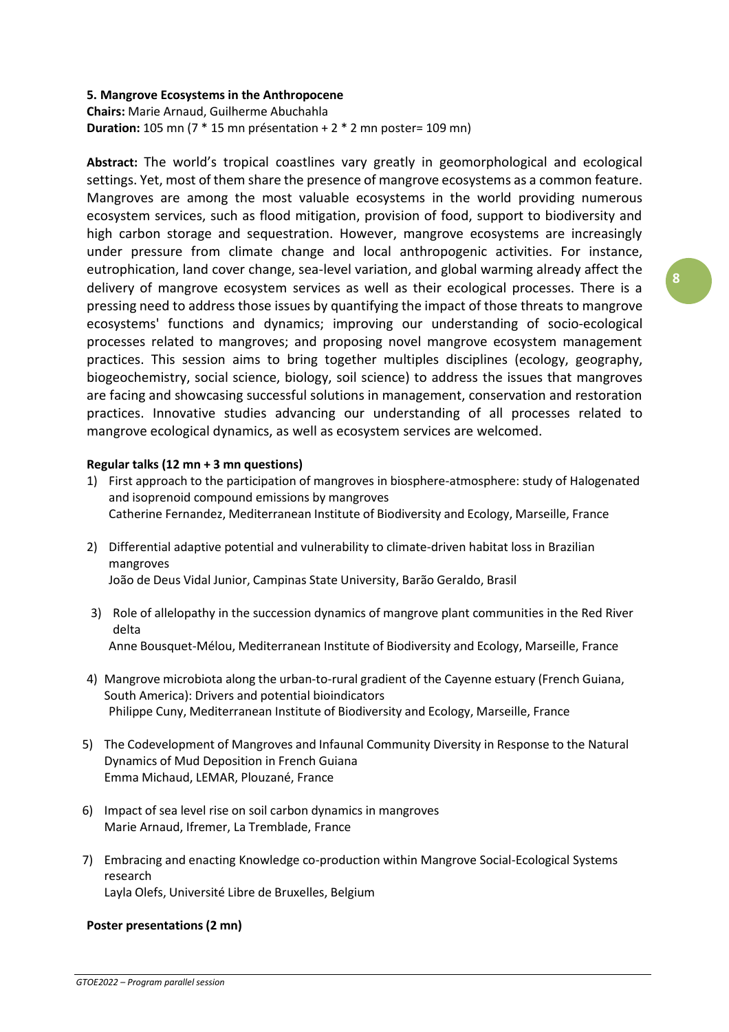**5. Mangrove Ecosystems in the Anthropocene**
**Chairs:** Marie Arnaud, Guilherme Abuchahla
**Duration:** 105 mn (7 * 15 mn présentation + 2 * 2 mn poster= 109 mn)

**Abstract:** The world's tropical coastlines vary greatly in geomorphological and ecological settings. Yet, most of them share the presence of mangrove ecosystems as a common feature. Mangroves are among the most valuable ecosystems in the world providing numerous ecosystem services, such as flood mitigation, provision of food, support to biodiversity and high carbon storage and sequestration. However, mangrove ecosystems are increasingly under pressure from climate change and local anthropogenic activities. For instance, eutrophication, land cover change, sea-level variation, and global warming already affect the delivery of mangrove ecosystem services as well as their ecological processes. There is a pressing need to address those issues by quantifying the impact of those threats to mangrove ecosystems' functions and dynamics; improving our understanding of socio-ecological processes related to mangroves; and proposing novel mangrove ecosystem management practices. This session aims to bring together multiples disciplines (ecology, geography, biogeochemistry, social science, biology, soil science) to address the issues that mangroves are facing and showcasing successful solutions in management, conservation and restoration practices. Innovative studies advancing our understanding of all processes related to mangrove ecological dynamics, as well as ecosystem services are welcomed.

**Regular talks (12 mn + 3 mn questions)**

1) First approach to the participation of mangroves in biosphere-atmosphere: study of Halogenated and isoprenoid compound emissions by mangroves
   Catherine Fernandez, Mediterranean Institute of Biodiversity and Ecology, Marseille, France

2) Differential adaptive potential and vulnerability to climate-driven habitat loss in Brazilian mangroves
   João de Deus Vidal Junior, Campinas State University, Barão Geraldo, Brasil

3) Role of allelopathy in the succession dynamics of mangrove plant communities in the Red River delta
   Anne Bousquet-Mélou, Mediterranean Institute of Biodiversity and Ecology, Marseille, France

4) Mangrove microbiota along the urban-to-rural gradient of the Cayenne estuary (French Guiana, South America): Drivers and potential bioindicators
   Philippe Cuny, Mediterranean Institute of Biodiversity and Ecology, Marseille, France

5) The Codevelopment of Mangroves and Infaunal Community Diversity in Response to the Natural Dynamics of Mud Deposition in French Guiana
   Emma Michaud, LEMAR, Plouzané, France

6) Impact of sea level rise on soil carbon dynamics in mangroves
   Marie Arnaud, Ifremer, La Tremblade, France

7) Embracing and enacting Knowledge co-production within Mangrove Social-Ecological Systems research
   Layla Olefs, Université Libre de Bruxelles, Belgium

**Poster presentations (2 mn)**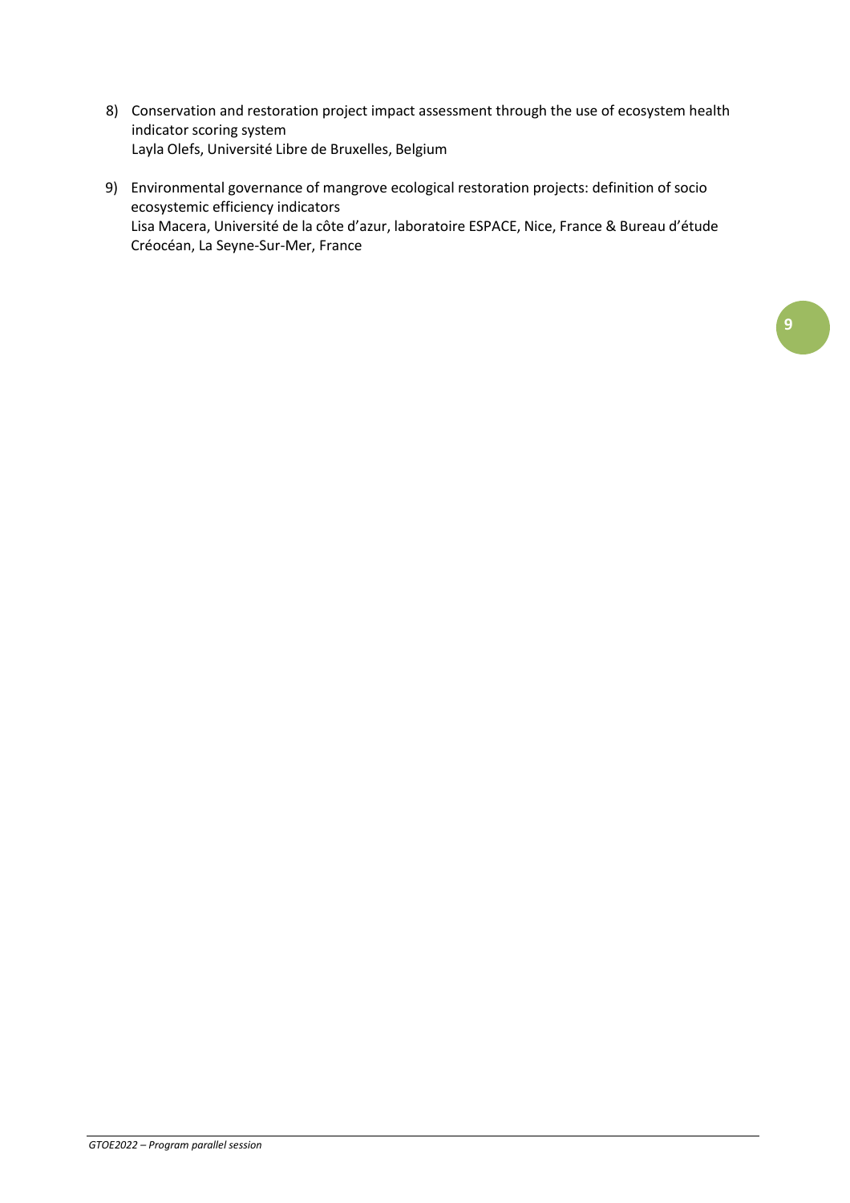8) Conservation and restoration project impact assessment through the use of ecosystem health indicator scoring system
   Layla Olefs, Université Libre de Bruxelles, Belgium

9) Environmental governance of mangrove ecological restoration projects: definition of socio ecosystemic efficiency indicators
   Lisa Macera, Université de la côte d'azur, laboratoire ESPACE, Nice, France & Bureau d'étude Créocéan, La Seyne-Sur-Mer, France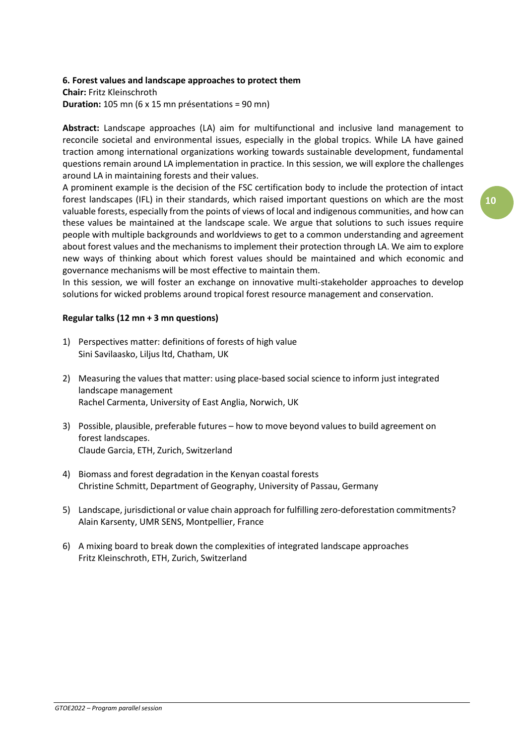**6. Forest values and landscape approaches to protect them**
**Chair:** Fritz Kleinschroth
**Duration:** 105 mn (6 x 15 mn présentations = 90 mn)

**Abstract:** Landscape approaches (LA) aim for multifunctional and inclusive land management to reconcile societal and environmental issues, especially in the global tropics. While LA have gained traction among international organizations working towards sustainable development, fundamental questions remain around LA implementation in practice. In this session, we will explore the challenges around LA in maintaining forests and their values.

A prominent example is the decision of the FSC certification body to include the protection of intact forest landscapes (IFL) in their standards, which raised important questions on which are the most valuable forests, especially from the points of views of local and indigenous communities, and how can these values be maintained at the landscape scale. We argue that solutions to such issues require people with multiple backgrounds and worldviews to get to a common understanding and agreement about forest values and the mechanisms to implement their protection through LA. We aim to explore new ways of thinking about which forest values should be maintained and which economic and governance mechanisms will be most effective to maintain them.

In this session, we will foster an exchange on innovative multi-stakeholder approaches to develop solutions for wicked problems around tropical forest resource management and conservation.

**Regular talks (12 mn + 3 mn questions)**

1) Perspectives matter: definitions of forests of high value
   Sini Savilaasko, Liljus ltd, Chatham, UK

2) Measuring the values that matter: using place-based social science to inform just integrated landscape management
   Rachel Carmenta, University of East Anglia, Norwich, UK

3) Possible, plausible, preferable futures – how to move beyond values to build agreement on forest landscapes.
   Claude Garcia, ETH, Zurich, Switzerland

4) Biomass and forest degradation in the Kenyan coastal forests
   Christine Schmitt, Department of Geography, University of Passau, Germany

5) Landscape, jurisdictional or value chain approach for fulfilling zero-deforestation commitments?
   Alain Karsenty, UMR SENS, Montpellier, France

6) A mixing board to break down the complexities of integrated landscape approaches
   Fritz Kleinschroth, ETH, Zurich, Switzerland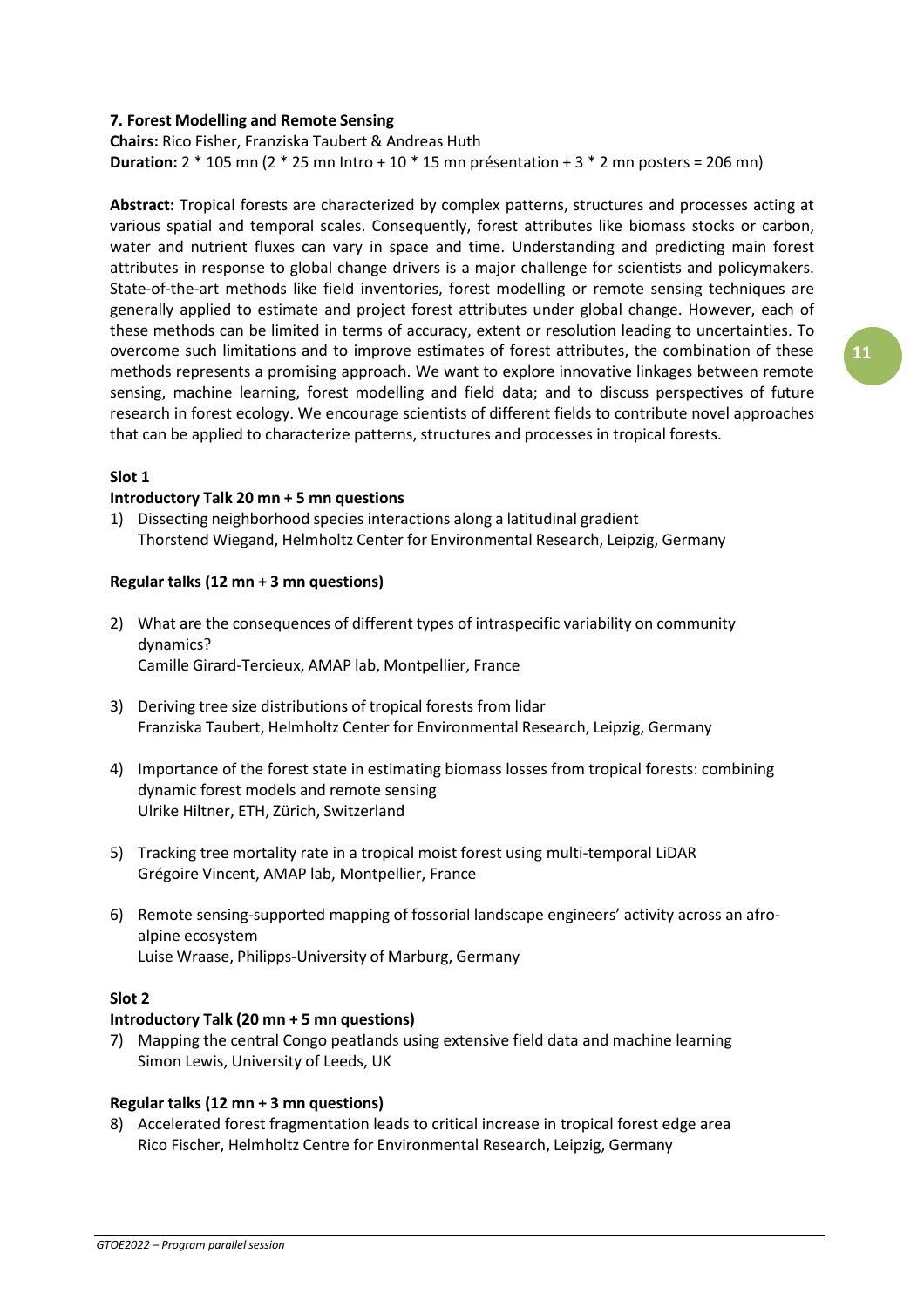**7. Forest Modelling and Remote Sensing**

**Chairs:** Rico Fisher, Franziska Taubert & Andreas Huth

**Duration:** 2 * 105 mn (2 * 25 mn Intro + 10 * 15 mn présentation + 3 * 2 mn posters = 206 mn)

**Abstract:** Tropical forests are characterized by complex patterns, structures and processes acting at various spatial and temporal scales. Consequently, forest attributes like biomass stocks or carbon, water and nutrient fluxes can vary in space and time. Understanding and predicting main forest attributes in response to global change drivers is a major challenge for scientists and policymakers. State-of-the-art methods like field inventories, forest modelling or remote sensing techniques are generally applied to estimate and project forest attributes under global change. However, each of these methods can be limited in terms of accuracy, extent or resolution leading to uncertainties. To overcome such limitations and to improve estimates of forest attributes, the combination of these methods represents a promising approach. We want to explore innovative linkages between remote sensing, machine learning, forest modelling and field data; and to discuss perspectives of future research in forest ecology. We encourage scientists of different fields to contribute novel approaches that can be applied to characterize patterns, structures and processes in tropical forests.

**Slot 1**

**Introductory Talk 20 mn + 5 mn questions**

1) Dissecting neighborhood species interactions along a latitudinal gradient
   Thorstend Wiegand, Helmholtz Center for Environmental Research, Leipzig, Germany

**Regular talks (12 mn + 3 mn questions)**

2) What are the consequences of different types of intraspecific variability on community dynamics?
   Camille Girard-Tercieux, AMAP lab, Montpellier, France

3) Deriving tree size distributions of tropical forests from lidar
   Franziska Taubert, Helmholtz Center for Environmental Research, Leipzig, Germany

4) Importance of the forest state in estimating biomass losses from tropical forests: combining dynamic forest models and remote sensing
   Ulrike Hiltner, ETH, Zürich, Switzerland

5) Tracking tree mortality rate in a tropical moist forest using multi-temporal LiDAR
   Grégoire Vincent, AMAP lab, Montpellier, France

6) Remote sensing-supported mapping of fossorial landscape engineers' activity across an afro-alpine ecosystem
   Luise Wraase, Philipps-University of Marburg, Germany

**Slot 2**

**Introductory Talk (20 mn + 5 mn questions)**

7) Mapping the central Congo peatlands using extensive field data and machine learning
   Simon Lewis, University of Leeds, UK

**Regular talks (12 mn + 3 mn questions)**

8) Accelerated forest fragmentation leads to critical increase in tropical forest edge area
   Rico Fischer, Helmholtz Centre for Environmental Research, Leipzig, Germany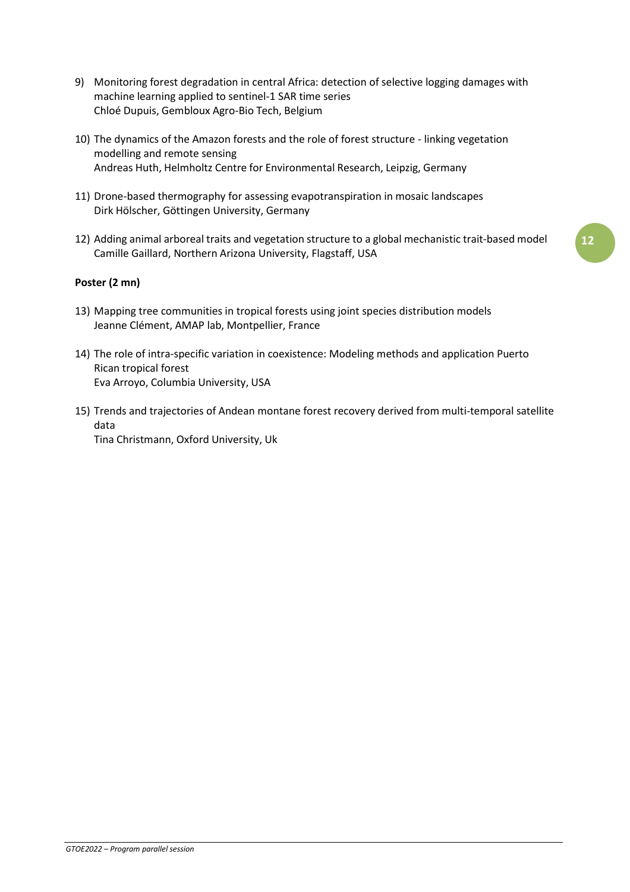9) Monitoring forest degradation in central Africa: detection of selective logging damages with machine learning applied to sentinel-1 SAR time series
   Chloé Dupuis, Gembloux Agro-Bio Tech, Belgium

10) The dynamics of the Amazon forests and the role of forest structure - linking vegetation modelling and remote sensing
    Andreas Huth, Helmholtz Centre for Environmental Research, Leipzig, Germany

11) Drone-based thermography for assessing evapotranspiration in mosaic landscapes
    Dirk Hölscher, Göttingen University, Germany

12) Adding animal arboreal traits and vegetation structure to a global mechanistic trait-based model
    Camille Gaillard, Northern Arizona University, Flagstaff, USA

**Poster (2 mn)**

13) Mapping tree communities in tropical forests using joint species distribution models
    Jeanne Clément, AMAP lab, Montpellier, France

14) The role of intra-specific variation in coexistence: Modeling methods and application Puerto Rican tropical forest
    Eva Arroyo, Columbia University, USA

15) Trends and trajectories of Andean montane forest recovery derived from multi-temporal satellite data
    Tina Christmann, Oxford University, Uk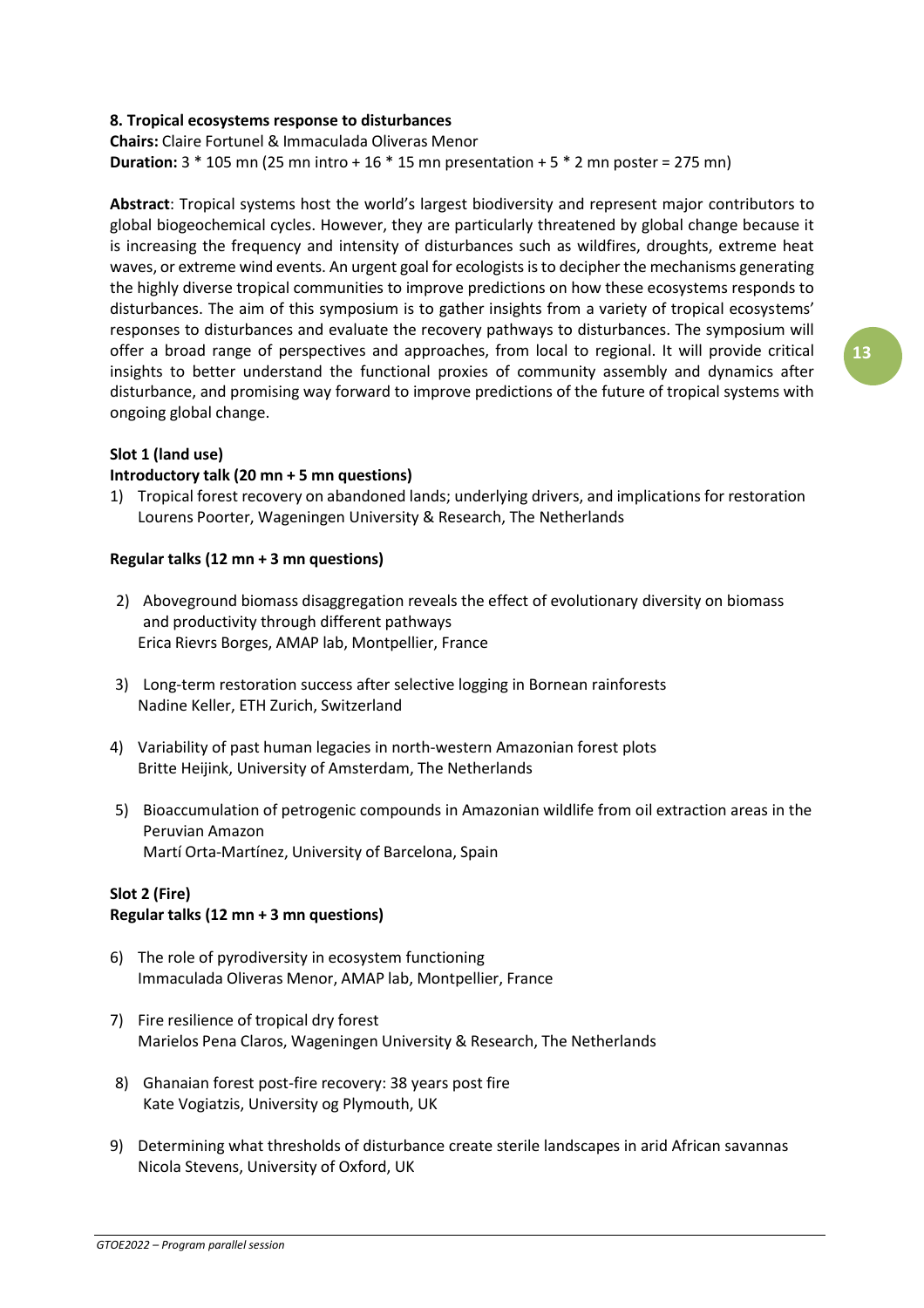### 8. Tropical ecosystems response to disturbances

**Chairs:** Claire Fortunel & Immaculada Oliveras Menor
**Duration:** 3 * 105 mn (25 mn intro + 16 * 15 mn presentation + 5 * 2 mn poster = 275 mn)

**Abstract**: Tropical systems host the world's largest biodiversity and represent major contributors to global biogeochemical cycles. However, they are particularly threatened by global change because it is increasing the frequency and intensity of disturbances such as wildfires, droughts, extreme heat waves, or extreme wind events. An urgent goal for ecologists is to decipher the mechanisms generating the highly diverse tropical communities to improve predictions on how these ecosystems responds to disturbances. The aim of this symposium is to gather insights from a variety of tropical ecosystems' responses to disturbances and evaluate the recovery pathways to disturbances. The symposium will offer a broad range of perspectives and approaches, from local to regional. It will provide critical insights to better understand the functional proxies of community assembly and dynamics after disturbance, and promising way forward to improve predictions of the future of tropical systems with ongoing global change.

**Slot 1 (land use)**

**Introductory talk (20 mn + 5 mn questions)**

1) Tropical forest recovery on abandoned lands; underlying drivers, and implications for restoration
   Lourens Poorter, Wageningen University & Research, The Netherlands

**Regular talks (12 mn + 3 mn questions)**

2) Aboveground biomass disaggregation reveals the effect of evolutionary diversity on biomass and productivity through different pathways
   Erica Rievrs Borges, AMAP lab, Montpellier, France

3) Long-term restoration success after selective logging in Bornean rainforests
   Nadine Keller, ETH Zurich, Switzerland

4) Variability of past human legacies in north-western Amazonian forest plots
   Britte Heijink, University of Amsterdam, The Netherlands

5) Bioaccumulation of petrogenic compounds in Amazonian wildlife from oil extraction areas in the Peruvian Amazon
   Martí Orta-Martínez, University of Barcelona, Spain

**Slot 2 (Fire)**

**Regular talks (12 mn + 3 mn questions)**

6) The role of pyrodiversity in ecosystem functioning
   Immaculada Oliveras Menor, AMAP lab, Montpellier, France

7) Fire resilience of tropical dry forest
   Marielos Pena Claros, Wageningen University & Research, The Netherlands

8) Ghanaian forest post-fire recovery: 38 years post fire
   Kate Vogiatzis, University og Plymouth, UK

9) Determining what thresholds of disturbance create sterile landscapes in arid African savannas
   Nicola Stevens, University of Oxford, UK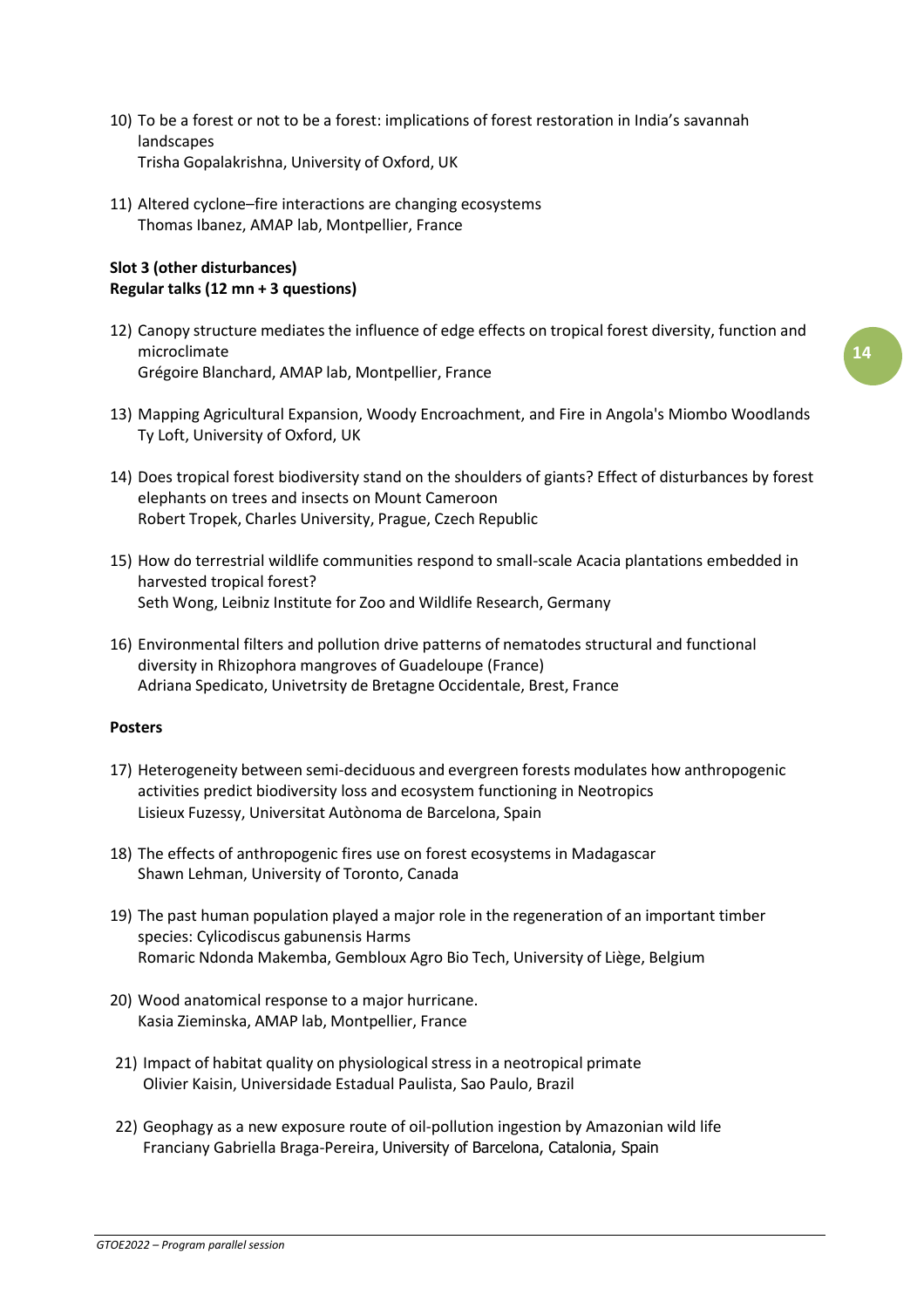10) To be a forest or not to be a forest: implications of forest restoration in India's savannah landscapes
    Trisha Gopalakrishna, University of Oxford, UK

11) Altered cyclone–fire interactions are changing ecosystems
    Thomas Ibanez, AMAP lab, Montpellier, France

**Slot 3 (other disturbances)**
**Regular talks (12 mn + 3 questions)**

12) Canopy structure mediates the influence of edge effects on tropical forest diversity, function and microclimate
    Grégoire Blanchard, AMAP lab, Montpellier, France

13) Mapping Agricultural Expansion, Woody Encroachment, and Fire in Angola's Miombo Woodlands
    Ty Loft, University of Oxford, UK

14) Does tropical forest biodiversity stand on the shoulders of giants? Effect of disturbances by forest elephants on trees and insects on Mount Cameroon
    Robert Tropek, Charles University, Prague, Czech Republic

15) How do terrestrial wildlife communities respond to small-scale Acacia plantations embedded in harvested tropical forest?
    Seth Wong, Leibniz Institute for Zoo and Wildlife Research, Germany

16) Environmental filters and pollution drive patterns of nematodes structural and functional diversity in Rhizophora mangroves of Guadeloupe (France)
    Adriana Spedicato, Univetrsity de Bretagne Occidentale, Brest, France

**Posters**

17) Heterogeneity between semi-deciduous and evergreen forests modulates how anthropogenic activities predict biodiversity loss and ecosystem functioning in Neotropics
    Lisieux Fuzessy, Universitat Autònoma de Barcelona, Spain

18) The effects of anthropogenic fires use on forest ecosystems in Madagascar
    Shawn Lehman, University of Toronto, Canada

19) The past human population played a major role in the regeneration of an important timber species: Cylicodiscus gabunensis Harms
    Romaric Ndonda Makemba, Gembloux Agro Bio Tech, University of Liège, Belgium

20) Wood anatomical response to a major hurricane.
    Kasia Zieminska, AMAP lab, Montpellier, France

21) Impact of habitat quality on physiological stress in a neotropical primate
    Olivier Kaisin, Universidade Estadual Paulista, Sao Paulo, Brazil

22) Geophagy as a new exposure route of oil-pollution ingestion by Amazonian wild life
    Franciany Gabriella Braga-Pereira, University of Barcelona, Catalonia, Spain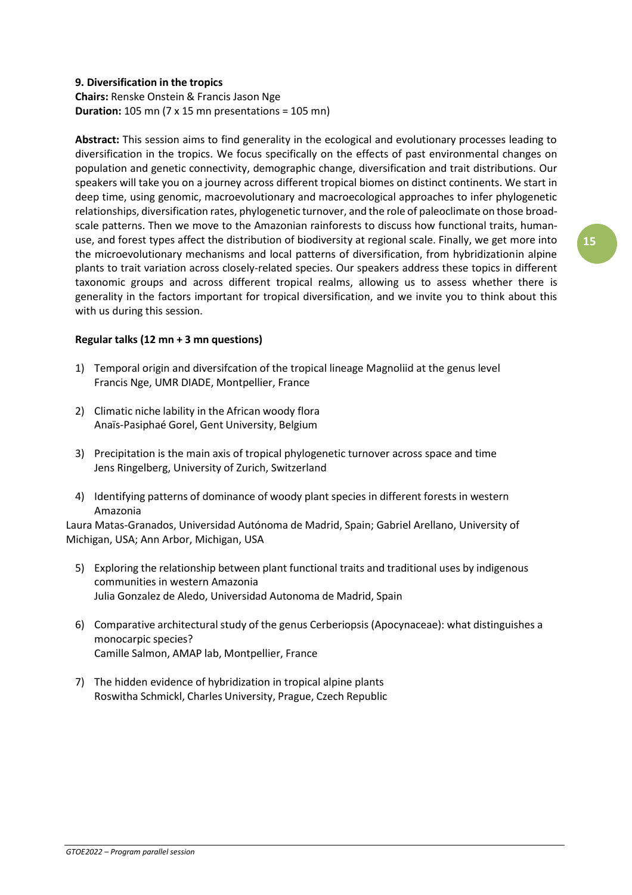**9. Diversification in the tropics**
**Chairs:** Renske Onstein & Francis Jason Nge
**Duration:** 105 mn (7 x 15 mn presentations = 105 mn)

**Abstract:** This session aims to find generality in the ecological and evolutionary processes leading to diversification in the tropics. We focus specifically on the effects of past environmental changes on population and genetic connectivity, demographic change, diversification and trait distributions. Our speakers will take you on a journey across different tropical biomes on distinct continents. We start in deep time, using genomic, macroevolutionary and macroecological approaches to infer phylogenetic relationships, diversification rates, phylogenetic turnover, and the role of paleoclimate on those broad-scale patterns. Then we move to the Amazonian rainforests to discuss how functional traits, human-use, and forest types affect the distribution of biodiversity at regional scale. Finally, we get more into the microevolutionary mechanisms and local patterns of diversification, from hybridizationin alpine plants to trait variation across closely-related species. Our speakers address these topics in different taxonomic groups and across different tropical realms, allowing us to assess whether there is generality in the factors important for tropical diversification, and we invite you to think about this with us during this session.

**Regular talks (12 mn + 3 mn questions)**

1) Temporal origin and diversifcation of the tropical lineage Magnoliid at the genus level
   Francis Nge, UMR DIADE, Montpellier, France

2) Climatic niche lability in the African woody flora
   Anaïs-Pasiphaé Gorel, Gent University, Belgium

3) Precipitation is the main axis of tropical phylogenetic turnover across space and time
   Jens Ringelberg, University of Zurich, Switzerland

4) Identifying patterns of dominance of woody plant species in different forests in western Amazonia

Laura Matas-Granados, Universidad Autónoma de Madrid, Spain; Gabriel Arellano, University of Michigan, USA; Ann Arbor, Michigan, USA

5) Exploring the relationship between plant functional traits and traditional uses by indigenous communities in western Amazonia
   Julia Gonzalez de Aledo, Universidad Autonoma de Madrid, Spain

6) Comparative architectural study of the genus Cerberiopsis (Apocynaceae): what distinguishes a monocarpic species?
   Camille Salmon, AMAP lab, Montpellier, France

7) The hidden evidence of hybridization in tropical alpine plants
   Roswitha Schmickl, Charles University, Prague, Czech Republic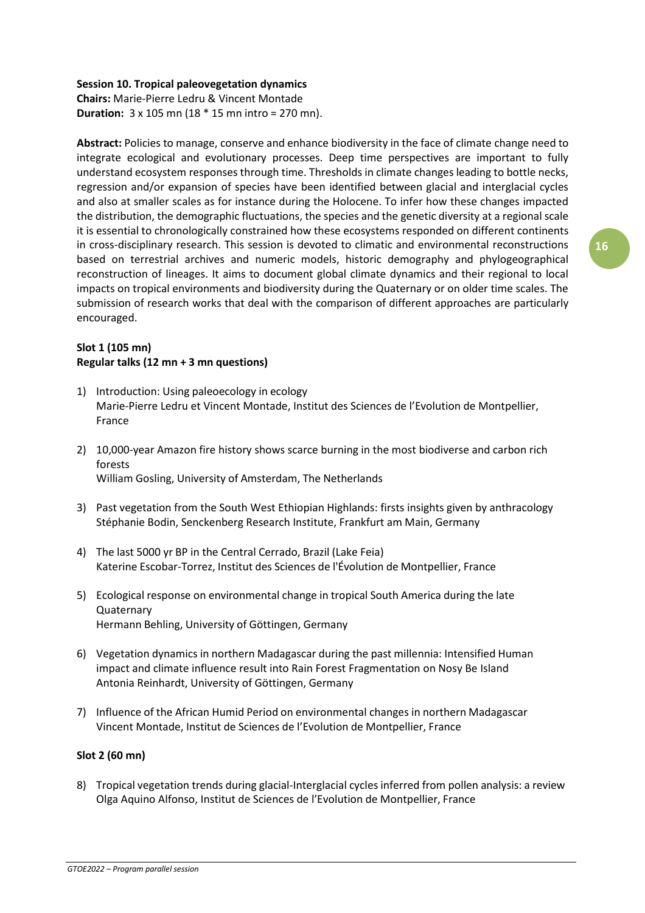**Session 10. Tropical paleovegetation dynamics**
**Chairs:** Marie-Pierre Ledru & Vincent Montade
**Duration:** 3 x 105 mn (18 * 15 mn intro = 270 mn).

**Abstract:** Policies to manage, conserve and enhance biodiversity in the face of climate change need to integrate ecological and evolutionary processes. Deep time perspectives are important to fully understand ecosystem responses through time. Thresholds in climate changes leading to bottle necks, regression and/or expansion of species have been identified between glacial and interglacial cycles and also at smaller scales as for instance during the Holocene. To infer how these changes impacted the distribution, the demographic fluctuations, the species and the genetic diversity at a regional scale it is essential to chronologically constrained how these ecosystems responded on different continents in cross-disciplinary research. This session is devoted to climatic and environmental reconstructions based on terrestrial archives and numeric models, historic demography and phylogeographical reconstruction of lineages. It aims to document global climate dynamics and their regional to local impacts on tropical environments and biodiversity during the Quaternary or on older time scales. The submission of research works that deal with the comparison of different approaches are particularly encouraged.

**Slot 1 (105 mn)**
**Regular talks (12 mn + 3 mn questions)**

1) Introduction: Using paleoecology in ecology
   Marie-Pierre Ledru et Vincent Montade, Institut des Sciences de l'Evolution de Montpellier, France

2) 10,000-year Amazon fire history shows scarce burning in the most biodiverse and carbon rich forests
   William Gosling, University of Amsterdam, The Netherlands

3) Past vegetation from the South West Ethiopian Highlands: firsts insights given by anthracology
   Stéphanie Bodin, Senckenberg Research Institute, Frankfurt am Main, Germany

4) The last 5000 yr BP in the Central Cerrado, Brazil (Lake Feia)
   Katerine Escobar-Torrez, Institut des Sciences de l'Évolution de Montpellier, France

5) Ecological response on environmental change in tropical South America during the late Quaternary
   Hermann Behling, University of Göttingen, Germany

6) Vegetation dynamics in northern Madagascar during the past millennia: Intensified Human impact and climate influence result into Rain Forest Fragmentation on Nosy Be Island
   Antonia Reinhardt, University of Göttingen, Germany

7) Influence of the African Humid Period on environmental changes in northern Madagascar
   Vincent Montade, Institut de Sciences de l'Evolution de Montpellier, France

**Slot 2 (60 mn)**

8) Tropical vegetation trends during glacial-Interglacial cycles inferred from pollen analysis: a review
   Olga Aquino Alfonso, Institut de Sciences de l'Evolution de Montpellier, France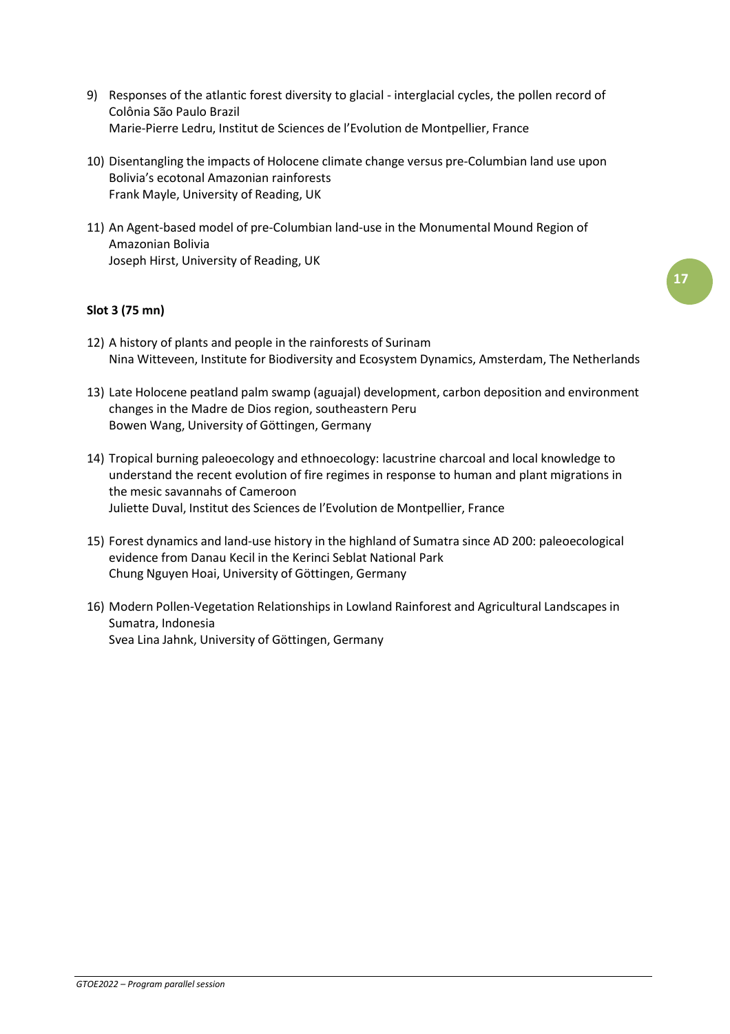9) Responses of the atlantic forest diversity to glacial - interglacial cycles, the pollen record of Colônia São Paulo Brazil
   Marie-Pierre Ledru, Institut de Sciences de l'Evolution de Montpellier, France

10) Disentangling the impacts of Holocene climate change versus pre-Columbian land use upon Bolivia's ecotonal Amazonian rainforests
    Frank Mayle, University of Reading, UK

11) An Agent-based model of pre-Columbian land-use in the Monumental Mound Region of Amazonian Bolivia
    Joseph Hirst, University of Reading, UK

**Slot 3 (75 mn)**

12) A history of plants and people in the rainforests of Surinam
    Nina Witteveen, Institute for Biodiversity and Ecosystem Dynamics, Amsterdam, The Netherlands

13) Late Holocene peatland palm swamp (aguajal) development, carbon deposition and environment changes in the Madre de Dios region, southeastern Peru
    Bowen Wang, University of Göttingen, Germany

14) Tropical burning paleoecology and ethnoecology: lacustrine charcoal and local knowledge to understand the recent evolution of fire regimes in response to human and plant migrations in the mesic savannahs of Cameroon
    Juliette Duval, Institut des Sciences de l'Evolution de Montpellier, France

15) Forest dynamics and land-use history in the highland of Sumatra since AD 200: paleoecological evidence from Danau Kecil in the Kerinci Seblat National Park
    Chung Nguyen Hoai, University of Göttingen, Germany

16) Modern Pollen-Vegetation Relationships in Lowland Rainforest and Agricultural Landscapes in Sumatra, Indonesia
    Svea Lina Jahnk, University of Göttingen, Germany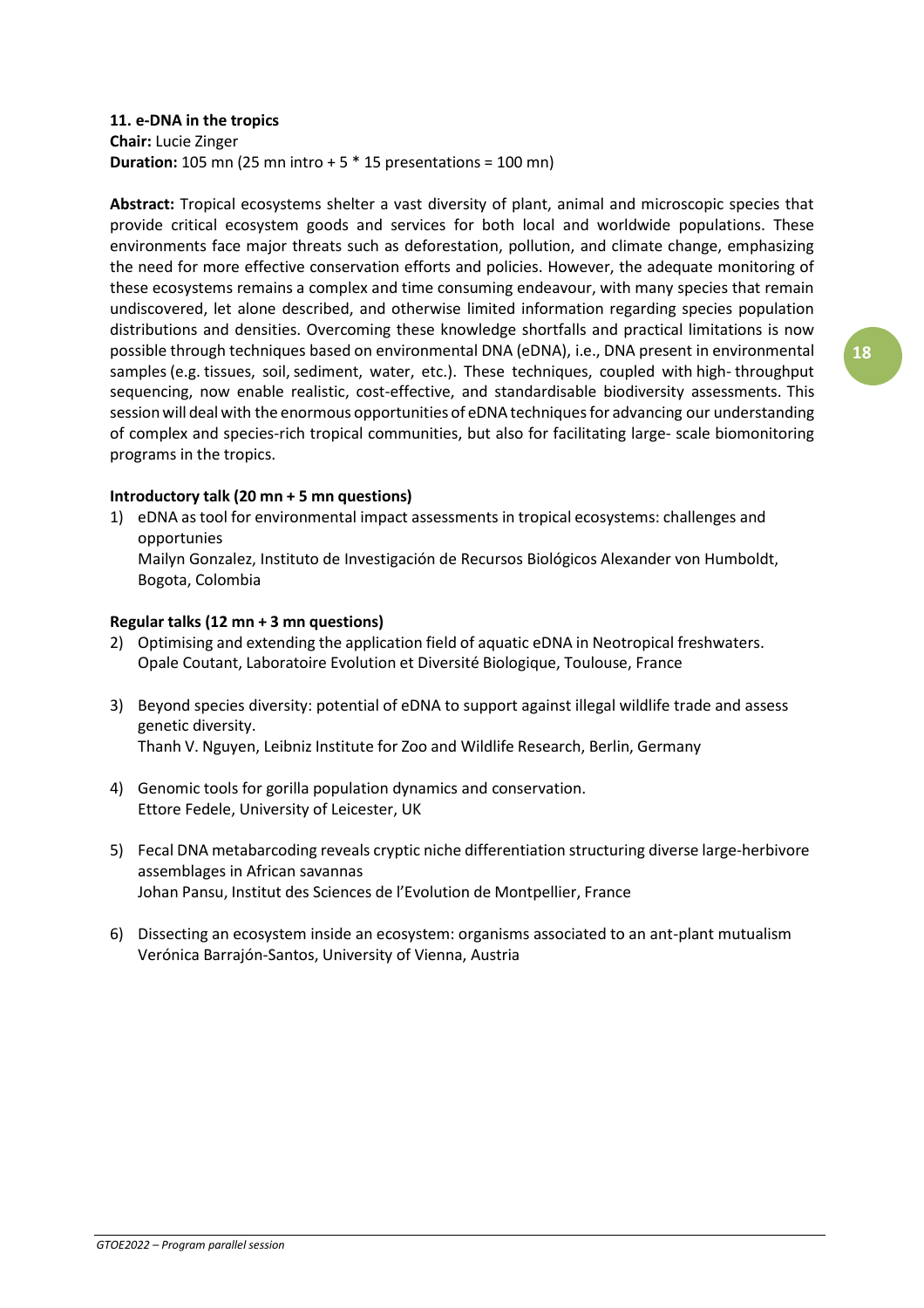**11. e-DNA in the tropics**

**Chair:** Lucie Zinger

**Duration:** 105 mn (25 mn intro + 5 * 15 presentations = 100 mn)

**Abstract:** Tropical ecosystems shelter a vast diversity of plant, animal and microscopic species that provide critical ecosystem goods and services for both local and worldwide populations. These environments face major threats such as deforestation, pollution, and climate change, emphasizing the need for more effective conservation efforts and policies. However, the adequate monitoring of these ecosystems remains a complex and time consuming endeavour, with many species that remain undiscovered, let alone described, and otherwise limited information regarding species population distributions and densities. Overcoming these knowledge shortfalls and practical limitations is now possible through techniques based on environmental DNA (eDNA), i.e., DNA present in environmental samples (e.g. tissues, soil, sediment, water, etc.). These techniques, coupled with high- throughput sequencing, now enable realistic, cost-effective, and standardisable biodiversity assessments. This session will deal with the enormous opportunities of eDNA techniques for advancing our understanding of complex and species-rich tropical communities, but also for facilitating large- scale biomonitoring programs in the tropics.

**Introductory talk (20 mn + 5 mn questions)**

1) eDNA as tool for environmental impact assessments in tropical ecosystems: challenges and opportunies
   Mailyn Gonzalez, Instituto de Investigación de Recursos Biológicos Alexander von Humboldt, Bogota, Colombia

**Regular talks (12 mn + 3 mn questions)**

2) Optimising and extending the application field of aquatic eDNA in Neotropical freshwaters.
   Opale Coutant, Laboratoire Evolution et Diversité Biologique, Toulouse, France

3) Beyond species diversity: potential of eDNA to support against illegal wildlife trade and assess genetic diversity.
   Thanh V. Nguyen, Leibniz Institute for Zoo and Wildlife Research, Berlin, Germany

4) Genomic tools for gorilla population dynamics and conservation.
   Ettore Fedele, University of Leicester, UK

5) Fecal DNA metabarcoding reveals cryptic niche differentiation structuring diverse large-herbivore assemblages in African savannas
   Johan Pansu, Institut des Sciences de l'Evolution de Montpellier, France

6) Dissecting an ecosystem inside an ecosystem: organisms associated to an ant-plant mutualism
   Verónica Barrajón-Santos, University of Vienna, Austria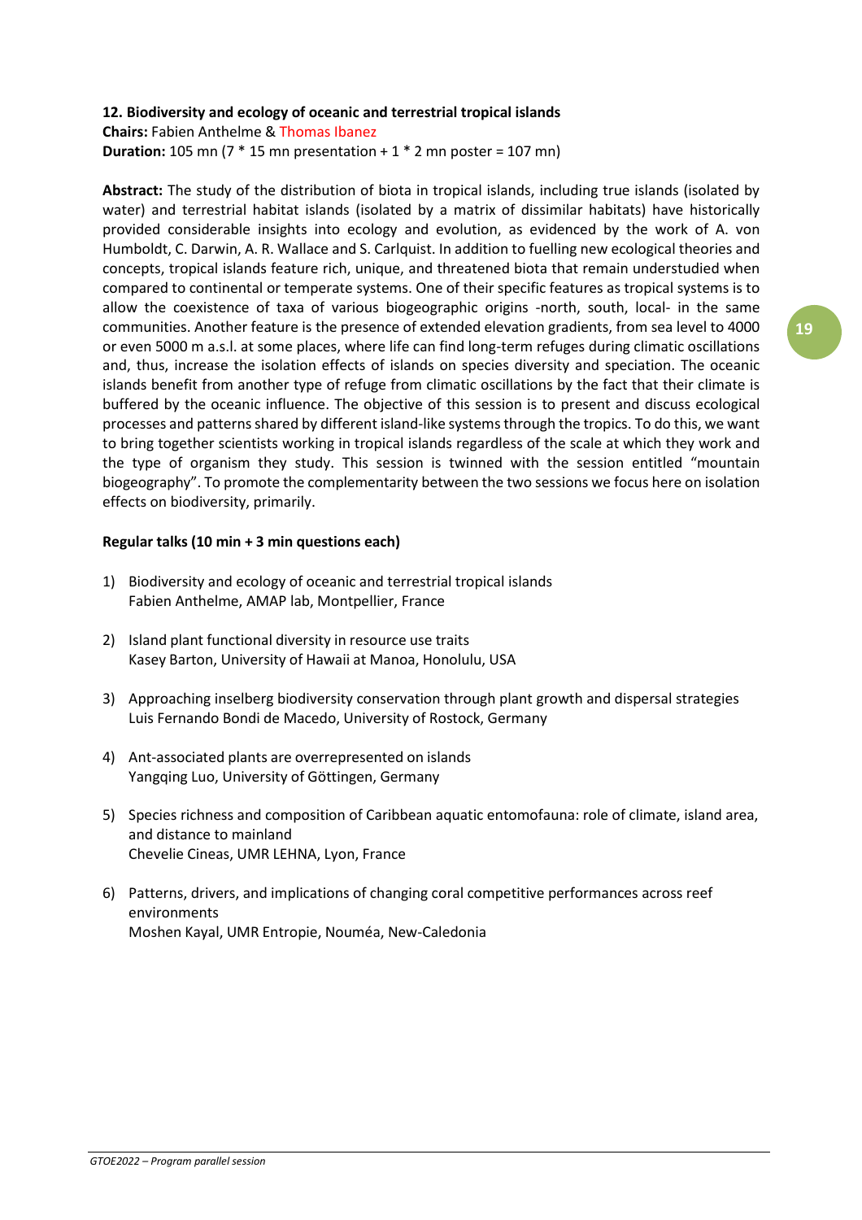**12. Biodiversity and ecology of oceanic and terrestrial tropical islands**

**Chairs:** Fabien Anthelme & Thomas Ibanez

**Duration:** 105 mn (7 * 15 mn presentation + 1 * 2 mn poster = 107 mn)

**Abstract:** The study of the distribution of biota in tropical islands, including true islands (isolated by water) and terrestrial habitat islands (isolated by a matrix of dissimilar habitats) have historically provided considerable insights into ecology and evolution, as evidenced by the work of A. von Humboldt, C. Darwin, A. R. Wallace and S. Carlquist. In addition to fuelling new ecological theories and concepts, tropical islands feature rich, unique, and threatened biota that remain understudied when compared to continental or temperate systems. One of their specific features as tropical systems is to allow the coexistence of taxa of various biogeographic origins -north, south, local- in the same communities. Another feature is the presence of extended elevation gradients, from sea level to 4000 or even 5000 m a.s.l. at some places, where life can find long-term refuges during climatic oscillations and, thus, increase the isolation effects of islands on species diversity and speciation. The oceanic islands benefit from another type of refuge from climatic oscillations by the fact that their climate is buffered by the oceanic influence. The objective of this session is to present and discuss ecological processes and patterns shared by different island-like systems through the tropics. To do this, we want to bring together scientists working in tropical islands regardless of the scale at which they work and the type of organism they study. This session is twinned with the session entitled "mountain biogeography". To promote the complementarity between the two sessions we focus here on isolation effects on biodiversity, primarily.

**Regular talks (10 min + 3 min questions each)**

1) Biodiversity and ecology of oceanic and terrestrial tropical islands
   Fabien Anthelme, AMAP lab, Montpellier, France

2) Island plant functional diversity in resource use traits
   Kasey Barton, University of Hawaii at Manoa, Honolulu, USA

3) Approaching inselberg biodiversity conservation through plant growth and dispersal strategies
   Luis Fernando Bondi de Macedo, University of Rostock, Germany

4) Ant-associated plants are overrepresented on islands
   Yangqing Luo, University of Göttingen, Germany

5) Species richness and composition of Caribbean aquatic entomofauna: role of climate, island area, and distance to mainland
   Chevelie Cineas, UMR LEHNA, Lyon, France

6) Patterns, drivers, and implications of changing coral competitive performances across reef environments
   Moshen Kayal, UMR Entropie, Nouméa, New-Caledonia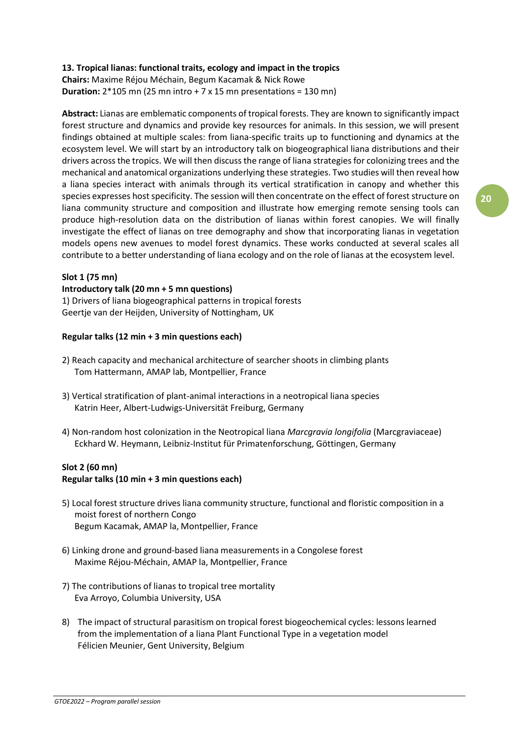**13. Tropical lianas: functional traits, ecology and impact in the tropics**
**Chairs:** Maxime Réjou Méchain, Begum Kacamak & Nick Rowe
**Duration:** 2*105 mn (25 mn intro + 7 x 15 mn presentations = 130 mn)

**Abstract:** Lianas are emblematic components of tropical forests. They are known to significantly impact forest structure and dynamics and provide key resources for animals. In this session, we will present findings obtained at multiple scales: from liana-specific traits up to functioning and dynamics at the ecosystem level. We will start by an introductory talk on biogeographical liana distributions and their drivers across the tropics. We will then discuss the range of liana strategies for colonizing trees and the mechanical and anatomical organizations underlying these strategies. Two studies will then reveal how a liana species interact with animals through its vertical stratification in canopy and whether this species expresses host specificity. The session will then concentrate on the effect of forest structure on liana community structure and composition and illustrate how emerging remote sensing tools can produce high-resolution data on the distribution of lianas within forest canopies. We will finally investigate the effect of lianas on tree demography and show that incorporating lianas in vegetation models opens new avenues to model forest dynamics. These works conducted at several scales all contribute to a better understanding of liana ecology and on the role of lianas at the ecosystem level.

**Slot 1 (75 mn)**
**Introductory talk (20 mn + 5 mn questions)**
1) Drivers of liana biogeographical patterns in tropical forests
Geertje van der Heijden, University of Nottingham, UK

**Regular talks (12 min + 3 min questions each)**

2) Reach capacity and mechanical architecture of searcher shoots in climbing plants
Tom Hattermann, AMAP lab, Montpellier, France

3) Vertical stratification of plant-animal interactions in a neotropical liana species
Katrin Heer, Albert-Ludwigs-Universität Freiburg, Germany

4) Non-random host colonization in the Neotropical liana *Marcgravia longifolia* (Marcgraviaceae)
Eckhard W. Heymann, Leibniz-Institut für Primatenforschung, Göttingen, Germany

**Slot 2 (60 mn)**
**Regular talks (10 min + 3 min questions each)**

5) Local forest structure drives liana community structure, functional and floristic composition in a moist forest of northern Congo
Begum Kacamak, AMAP la, Montpellier, France

6) Linking drone and ground-based liana measurements in a Congolese forest
Maxime Réjou-Méchain, AMAP la, Montpellier, France

7) The contributions of lianas to tropical tree mortality
Eva Arroyo, Columbia University, USA

8) The impact of structural parasitism on tropical forest biogeochemical cycles: lessons learned from the implementation of a liana Plant Functional Type in a vegetation model
Félicien Meunier, Gent University, Belgium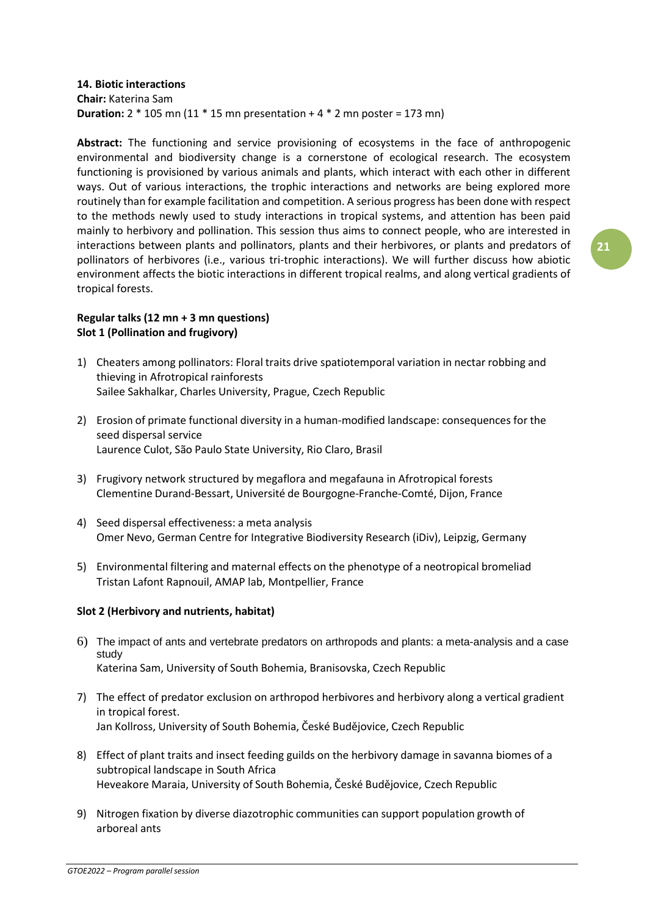**14. Biotic interactions**
**Chair:** Katerina Sam
**Duration:** 2 * 105 mn (11 * 15 mn presentation + 4 * 2 mn poster = 173 mn)

**Abstract:** The functioning and service provisioning of ecosystems in the face of anthropogenic environmental and biodiversity change is a cornerstone of ecological research. The ecosystem functioning is provisioned by various animals and plants, which interact with each other in different ways. Out of various interactions, the trophic interactions and networks are being explored more routinely than for example facilitation and competition. A serious progress has been done with respect to the methods newly used to study interactions in tropical systems, and attention has been paid mainly to herbivory and pollination. This session thus aims to connect people, who are interested in interactions between plants and pollinators, plants and their herbivores, or plants and predators of pollinators of herbivores (i.e., various tri-trophic interactions). We will further discuss how abiotic environment affects the biotic interactions in different tropical realms, and along vertical gradients of tropical forests.

**Regular talks (12 mn + 3 mn questions)**
**Slot 1 (Pollination and frugivory)**

1) Cheaters among pollinators: Floral traits drive spatiotemporal variation in nectar robbing and thieving in Afrotropical rainforests
   Sailee Sakhalkar, Charles University, Prague, Czech Republic

2) Erosion of primate functional diversity in a human-modified landscape: consequences for the seed dispersal service
   Laurence Culot, São Paulo State University, Rio Claro, Brasil

3) Frugivory network structured by megaflora and megafauna in Afrotropical forests
   Clementine Durand-Bessart, Université de Bourgogne-Franche-Comté, Dijon, France

4) Seed dispersal effectiveness: a meta analysis
   Omer Nevo, German Centre for Integrative Biodiversity Research (iDiv), Leipzig, Germany

5) Environmental filtering and maternal effects on the phenotype of a neotropical bromeliad
   Tristan Lafont Rapnouil, AMAP lab, Montpellier, France

**Slot 2 (Herbivory and nutrients, habitat)**

6) The impact of ants and vertebrate predators on arthropods and plants: a meta-analysis and a case study
   Katerina Sam, University of South Bohemia, Branisovska, Czech Republic

7) The effect of predator exclusion on arthropod herbivores and herbivory along a vertical gradient in tropical forest.
   Jan Kollross, University of South Bohemia, České Budějovice, Czech Republic

8) Effect of plant traits and insect feeding guilds on the herbivory damage in savanna biomes of a subtropical landscape in South Africa
   Heveakore Maraia, University of South Bohemia, České Budějovice, Czech Republic

9) Nitrogen fixation by diverse diazotrophic communities can support population growth of arboreal ants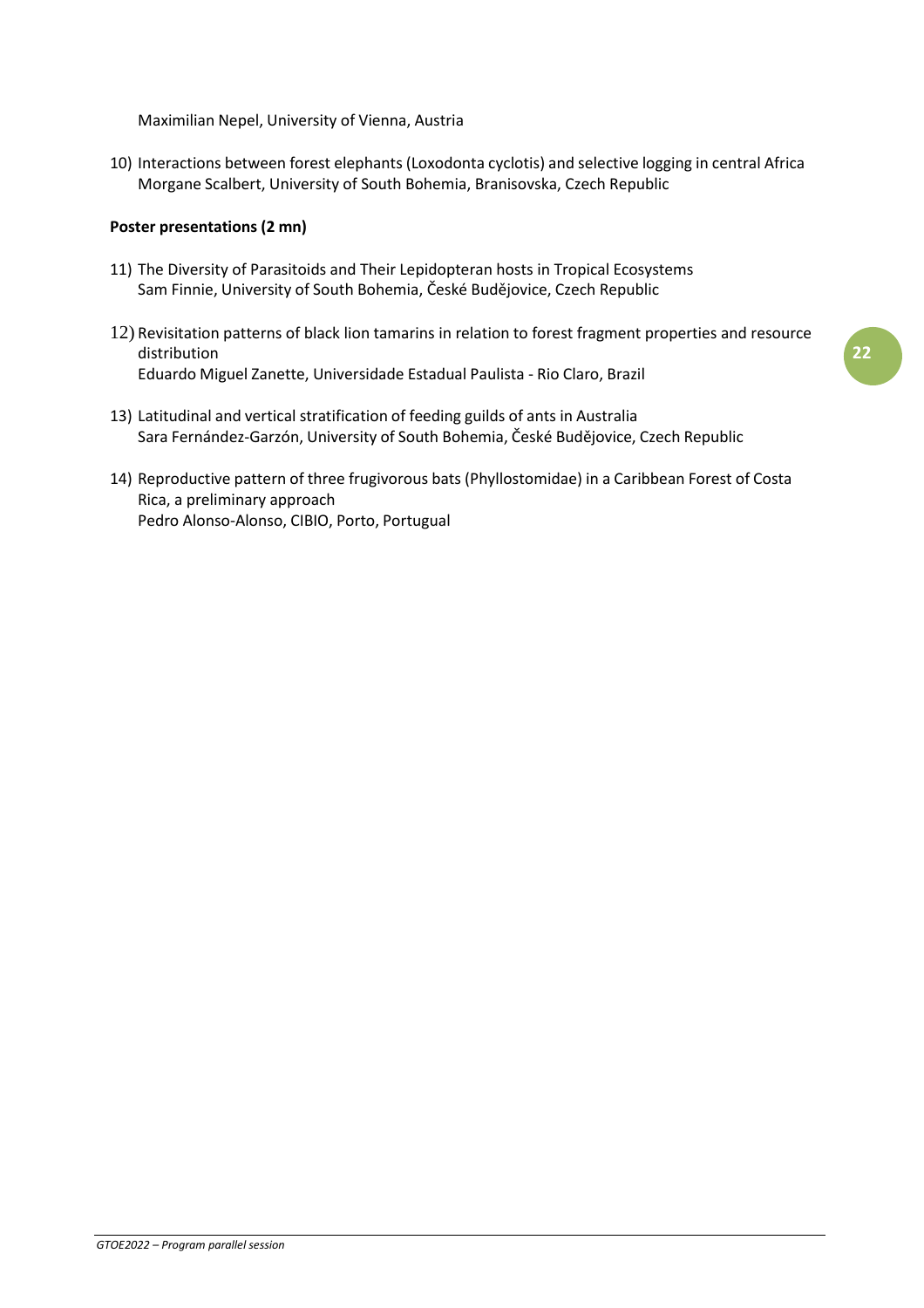Maximilian Nepel, University of Vienna, Austria

10) Interactions between forest elephants (Loxodonta cyclotis) and selective logging in central Africa
    Morgane Scalbert, University of South Bohemia, Branisovska, Czech Republic

**Poster presentations (2 mn)**

11) The Diversity of Parasitoids and Their Lepidopteran hosts in Tropical Ecosystems
    Sam Finnie, University of South Bohemia, České Budějovice, Czech Republic

12) Revisitation patterns of black lion tamarins in relation to forest fragment properties and resource distribution
    Eduardo Miguel Zanette, Universidade Estadual Paulista - Rio Claro, Brazil

13) Latitudinal and vertical stratification of feeding guilds of ants in Australia
    Sara Fernández-Garzón, University of South Bohemia, České Budějovice, Czech Republic

14) Reproductive pattern of three frugivorous bats (Phyllostomidae) in a Caribbean Forest of Costa Rica, a preliminary approach
    Pedro Alonso-Alonso, CIBIO, Porto, Portugual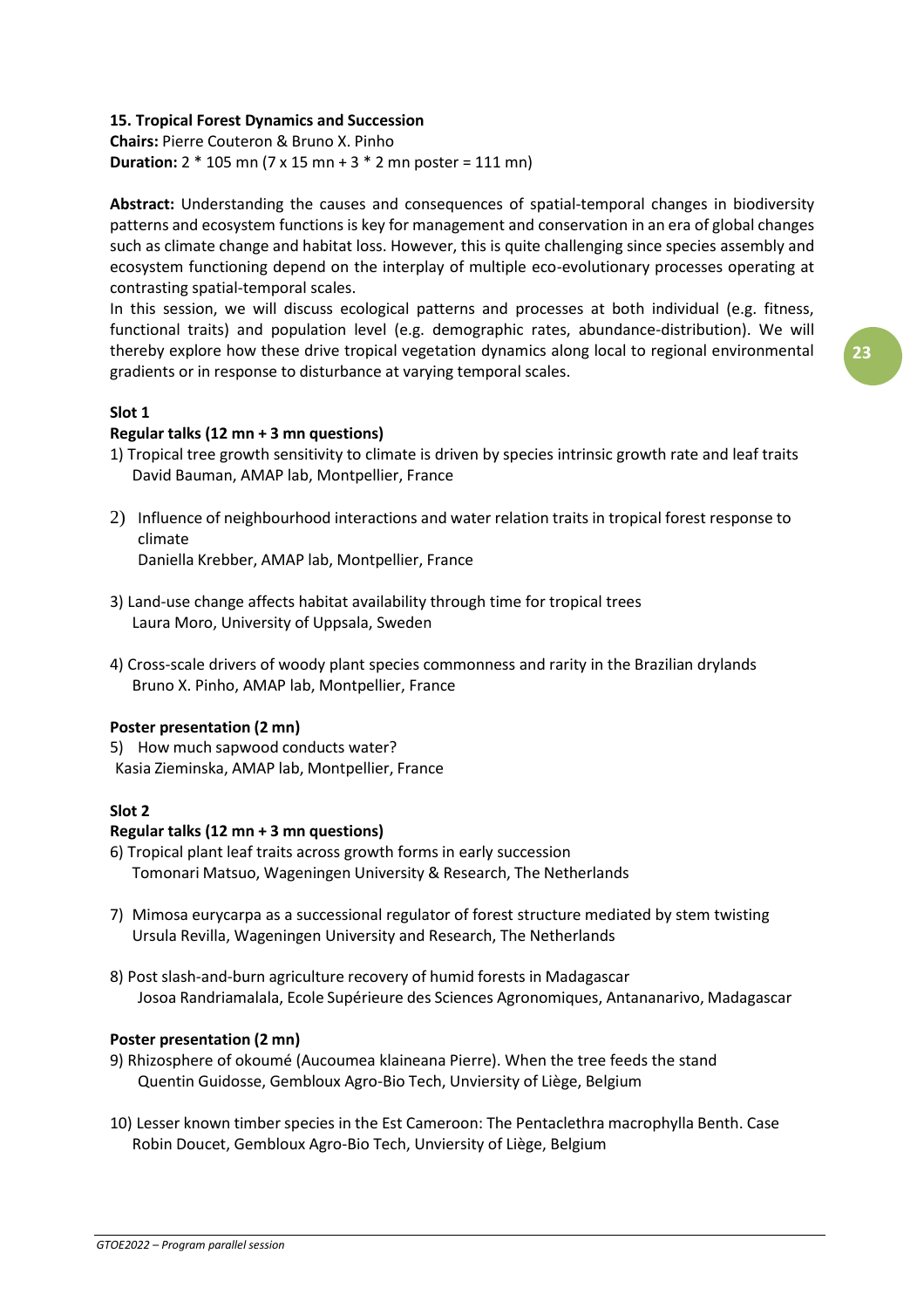**15. Tropical Forest Dynamics and Succession**
**Chairs:** Pierre Couteron & Bruno X. Pinho
**Duration:** 2 * 105 mn (7 x 15 mn + 3 * 2 mn poster = 111 mn)

**Abstract:** Understanding the causes and consequences of spatial-temporal changes in biodiversity patterns and ecosystem functions is key for management and conservation in an era of global changes such as climate change and habitat loss. However, this is quite challenging since species assembly and ecosystem functioning depend on the interplay of multiple eco-evolutionary processes operating at contrasting spatial-temporal scales.
In this session, we will discuss ecological patterns and processes at both individual (e.g. fitness, functional traits) and population level (e.g. demographic rates, abundance-distribution). We will thereby explore how these drive tropical vegetation dynamics along local to regional environmental gradients or in response to disturbance at varying temporal scales.

**Slot 1**

**Regular talks (12 mn + 3 mn questions)**

1) Tropical tree growth sensitivity to climate is driven by species intrinsic growth rate and leaf traits
   David Bauman, AMAP lab, Montpellier, France

2) Influence of neighbourhood interactions and water relation traits in tropical forest response to climate
   Daniella Krebber, AMAP lab, Montpellier, France

3) Land-use change affects habitat availability through time for tropical trees
   Laura Moro, University of Uppsala, Sweden

4) Cross-scale drivers of woody plant species commonness and rarity in the Brazilian drylands
   Bruno X. Pinho, AMAP lab, Montpellier, France

**Poster presentation (2 mn)**

5) How much sapwood conducts water?
   Kasia Zieminska, AMAP lab, Montpellier, France

**Slot 2**

**Regular talks (12 mn + 3 mn questions)**

6) Tropical plant leaf traits across growth forms in early succession
   Tomonari Matsuo, Wageningen University & Research, The Netherlands

7) Mimosa eurycarpa as a successional regulator of forest structure mediated by stem twisting
   Ursula Revilla, Wageningen University and Research, The Netherlands

8) Post slash-and-burn agriculture recovery of humid forests in Madagascar
   Josoa Randriamalala, Ecole Supérieure des Sciences Agronomiques, Antananarivo, Madagascar

**Poster presentation (2 mn)**

9) Rhizosphere of okoumé (Aucoumea klaineana Pierre). When the tree feeds the stand
   Quentin Guidosse, Gembloux Agro-Bio Tech, Unviersity of Liège, Belgium

10) Lesser known timber species in the Est Cameroon: The Pentaclethra macrophylla Benth. Case
    Robin Doucet, Gembloux Agro-Bio Tech, Unviersity of Liège, Belgium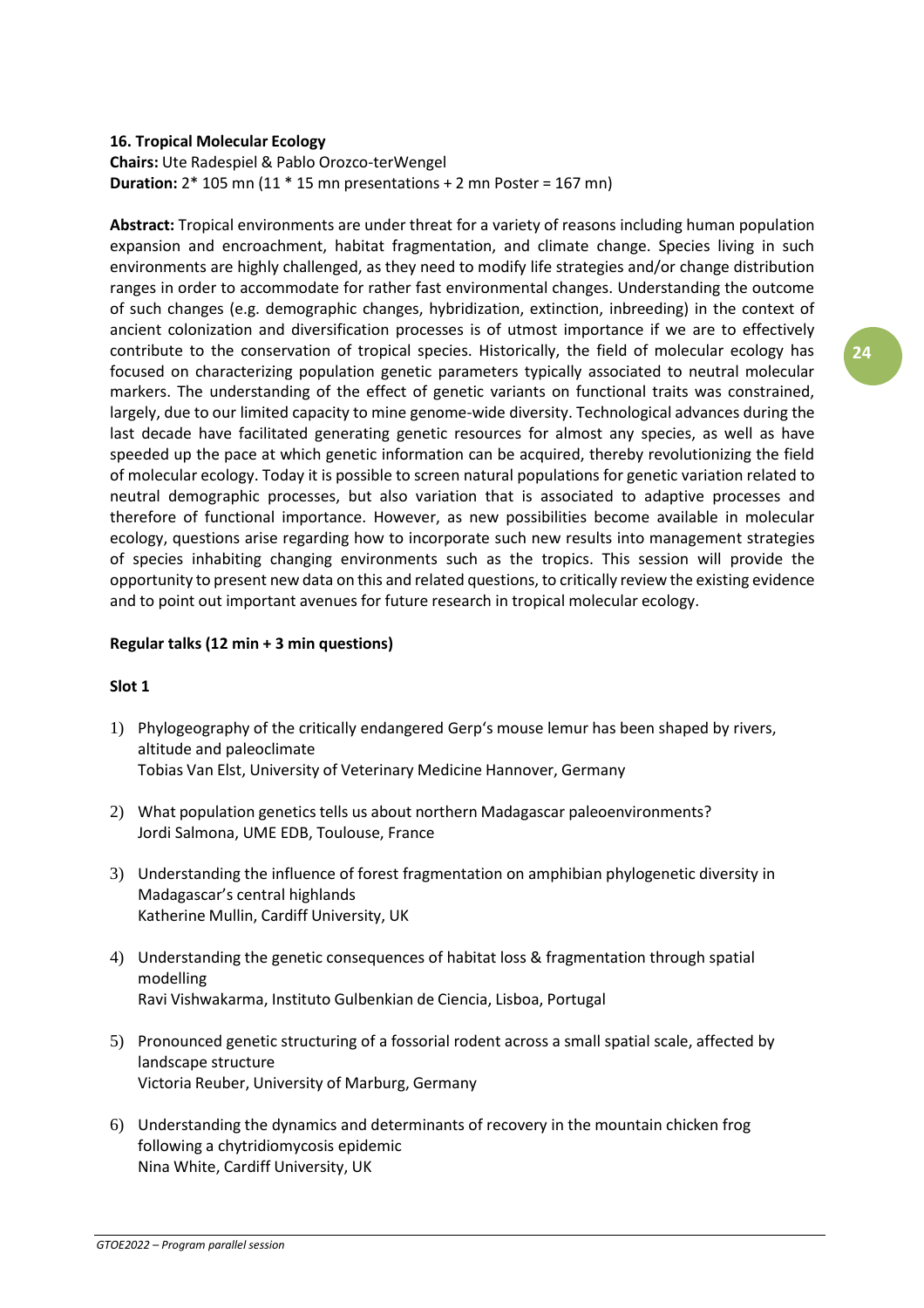**16. Tropical Molecular Ecology**
**Chairs:** Ute Radespiel & Pablo Orozco-terWengel
**Duration:** 2* 105 mn (11 * 15 mn presentations + 2 mn Poster = 167 mn)

**Abstract:** Tropical environments are under threat for a variety of reasons including human population expansion and encroachment, habitat fragmentation, and climate change. Species living in such environments are highly challenged, as they need to modify life strategies and/or change distribution ranges in order to accommodate for rather fast environmental changes. Understanding the outcome of such changes (e.g. demographic changes, hybridization, extinction, inbreeding) in the context of ancient colonization and diversification processes is of utmost importance if we are to effectively contribute to the conservation of tropical species. Historically, the field of molecular ecology has focused on characterizing population genetic parameters typically associated to neutral molecular markers. The understanding of the effect of genetic variants on functional traits was constrained, largely, due to our limited capacity to mine genome-wide diversity. Technological advances during the last decade have facilitated generating genetic resources for almost any species, as well as have speeded up the pace at which genetic information can be acquired, thereby revolutionizing the field of molecular ecology. Today it is possible to screen natural populations for genetic variation related to neutral demographic processes, but also variation that is associated to adaptive processes and therefore of functional importance. However, as new possibilities become available in molecular ecology, questions arise regarding how to incorporate such new results into management strategies of species inhabiting changing environments such as the tropics. This session will provide the opportunity to present new data on this and related questions, to critically review the existing evidence and to point out important avenues for future research in tropical molecular ecology.

**Regular talks (12 min + 3 min questions)**

**Slot 1**

1) Phylogeography of the critically endangered Gerp's mouse lemur has been shaped by rivers, altitude and paleoclimate
   Tobias Van Elst, University of Veterinary Medicine Hannover, Germany

2) What population genetics tells us about northern Madagascar paleoenvironments?
   Jordi Salmona, UME EDB, Toulouse, France

3) Understanding the influence of forest fragmentation on amphibian phylogenetic diversity in Madagascar's central highlands
   Katherine Mullin, Cardiff University, UK

4) Understanding the genetic consequences of habitat loss & fragmentation through spatial modelling
   Ravi Vishwakarma, Instituto Gulbenkian de Ciencia, Lisboa, Portugal

5) Pronounced genetic structuring of a fossorial rodent across a small spatial scale, affected by landscape structure
   Victoria Reuber, University of Marburg, Germany

6) Understanding the dynamics and determinants of recovery in the mountain chicken frog following a chytridiomycosis epidemic
   Nina White, Cardiff University, UK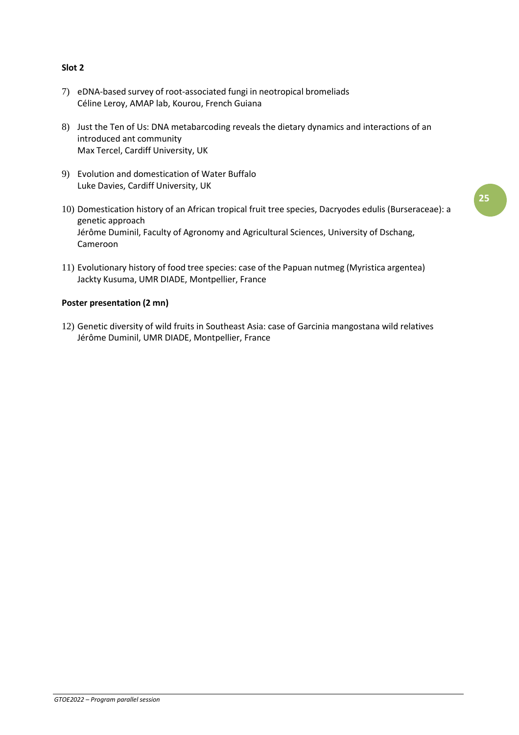**Slot 2**

7) eDNA-based survey of root-associated fungi in neotropical bromeliads
   Céline Leroy, AMAP lab, Kourou, French Guiana

8) Just the Ten of Us: DNA metabarcoding reveals the dietary dynamics and interactions of an introduced ant community
   Max Tercel, Cardiff University, UK

9) Evolution and domestication of Water Buffalo
   Luke Davies, Cardiff University, UK

10) Domestication history of an African tropical fruit tree species, Dacryodes edulis (Burseraceae): a genetic approach
    Jérôme Duminil, Faculty of Agronomy and Agricultural Sciences, University of Dschang, Cameroon

11) Evolutionary history of food tree species: case of the Papuan nutmeg (Myristica argentea)
    Jackty Kusuma, UMR DIADE, Montpellier, France

**Poster presentation (2 mn)**

12) Genetic diversity of wild fruits in Southeast Asia: case of Garcinia mangostana wild relatives
    Jérôme Duminil, UMR DIADE, Montpellier, France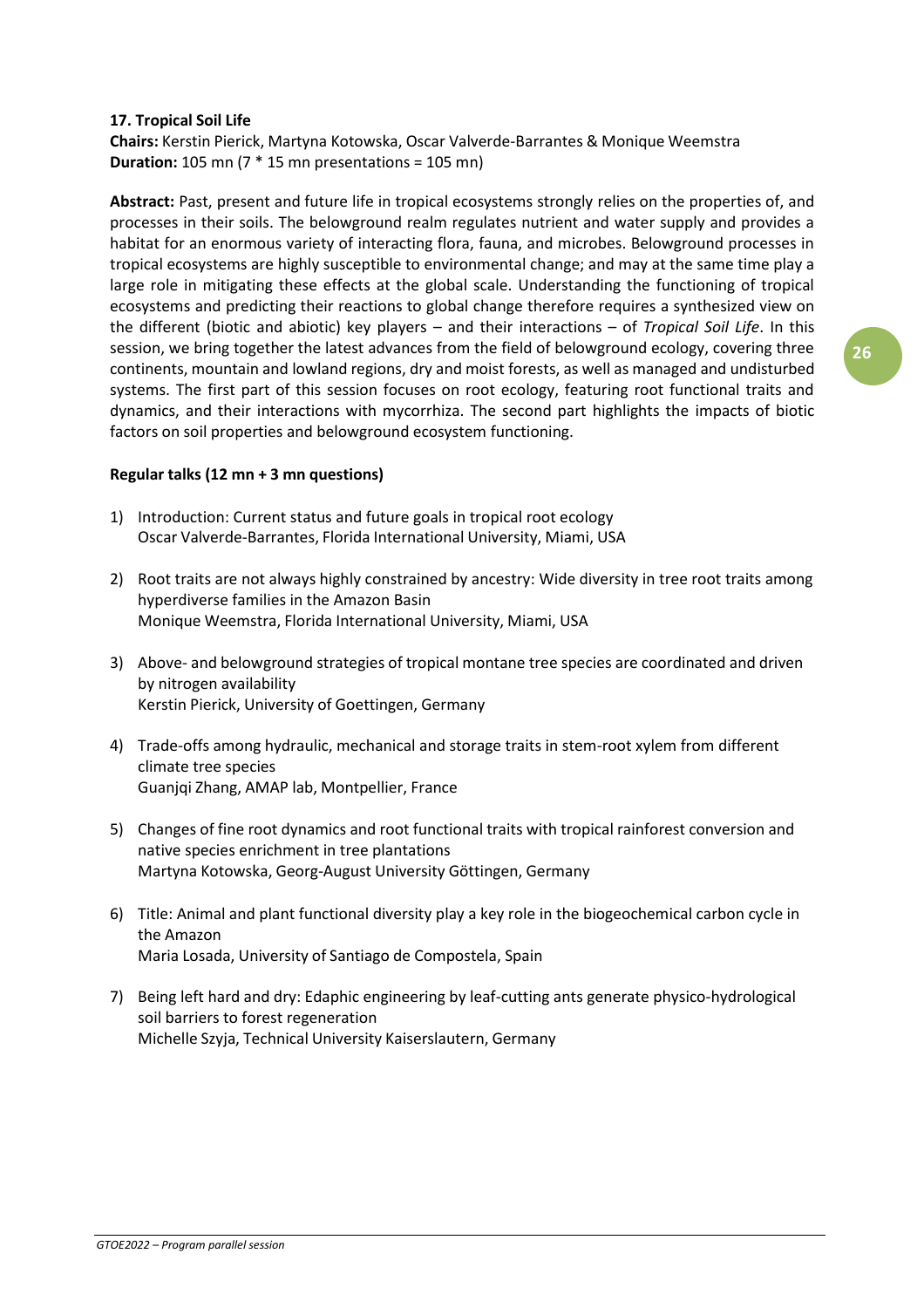**17. Tropical Soil Life**

**Chairs:** Kerstin Pierick, Martyna Kotowska, Oscar Valverde-Barrantes & Monique Weemstra

**Duration:** 105 mn (7 * 15 mn presentations = 105 mn)

**Abstract:** Past, present and future life in tropical ecosystems strongly relies on the properties of, and processes in their soils. The belowground realm regulates nutrient and water supply and provides a habitat for an enormous variety of interacting flora, fauna, and microbes. Belowground processes in tropical ecosystems are highly susceptible to environmental change; and may at the same time play a large role in mitigating these effects at the global scale. Understanding the functioning of tropical ecosystems and predicting their reactions to global change therefore requires a synthesized view on the different (biotic and abiotic) key players – and their interactions – of *Tropical Soil Life*. In this session, we bring together the latest advances from the field of belowground ecology, covering three continents, mountain and lowland regions, dry and moist forests, as well as managed and undisturbed systems. The first part of this session focuses on root ecology, featuring root functional traits and dynamics, and their interactions with mycorrhiza. The second part highlights the impacts of biotic factors on soil properties and belowground ecosystem functioning.

**Regular talks (12 mn + 3 mn questions)**

1) Introduction: Current status and future goals in tropical root ecology
   Oscar Valverde-Barrantes, Florida International University, Miami, USA

2) Root traits are not always highly constrained by ancestry: Wide diversity in tree root traits among hyperdiverse families in the Amazon Basin
   Monique Weemstra, Florida International University, Miami, USA

3) Above- and belowground strategies of tropical montane tree species are coordinated and driven by nitrogen availability
   Kerstin Pierick, University of Goettingen, Germany

4) Trade-offs among hydraulic, mechanical and storage traits in stem-root xylem from different climate tree species
   Guanjqi Zhang, AMAP lab, Montpellier, France

5) Changes of fine root dynamics and root functional traits with tropical rainforest conversion and native species enrichment in tree plantations
   Martyna Kotowska, Georg-August University Göttingen, Germany

6) Title: Animal and plant functional diversity play a key role in the biogeochemical carbon cycle in the Amazon
   Maria Losada, University of Santiago de Compostela, Spain

7) Being left hard and dry: Edaphic engineering by leaf-cutting ants generate physico-hydrological soil barriers to forest regeneration
   Michelle Szyja, Technical University Kaiserslautern, Germany